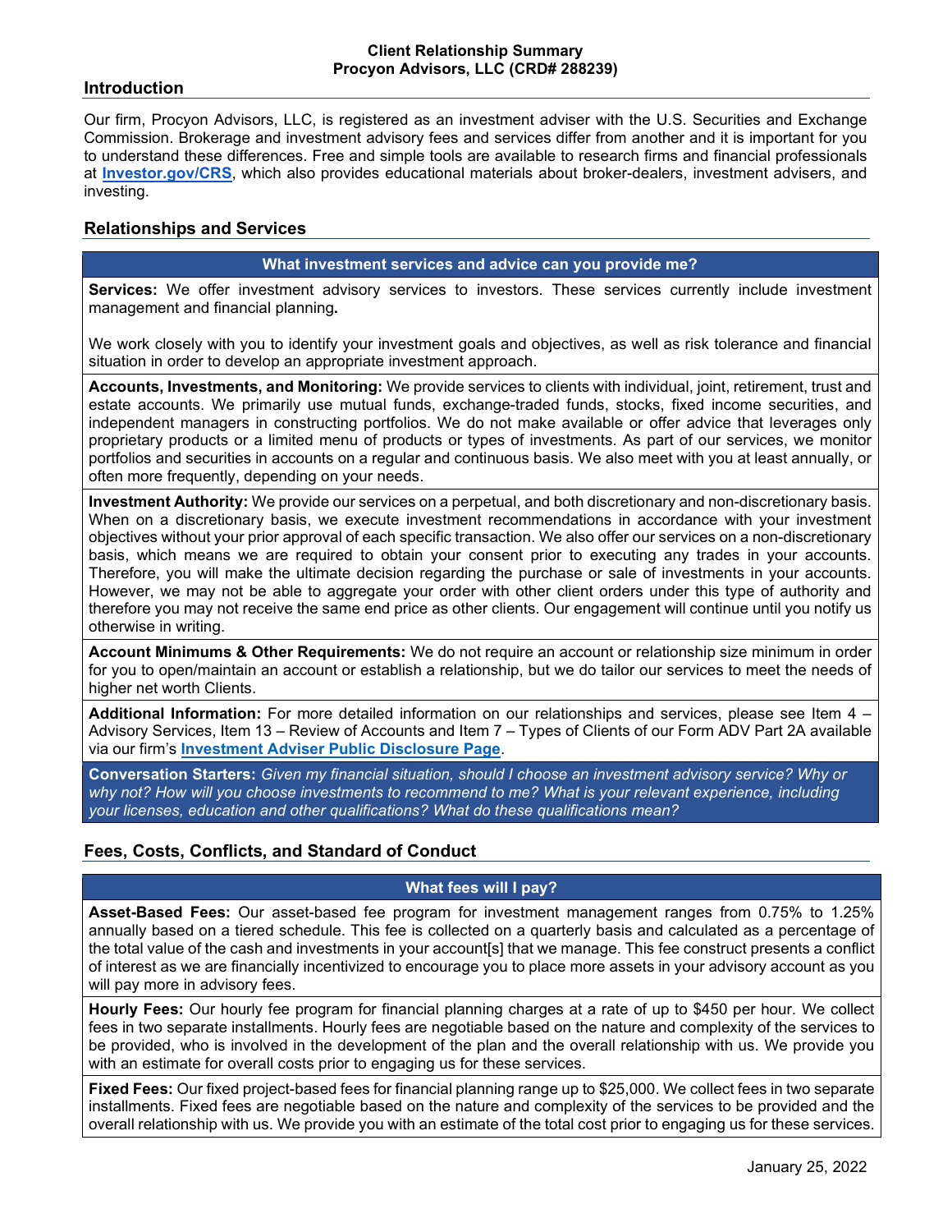**Client Relationship Summary**
**Procyon Advisors, LLC (CRD# 288239)**

## Introduction

Our firm, Procyon Advisors, LLC, is registered as an investment adviser with the U.S. Securities and Exchange Commission. Brokerage and investment advisory fees and services differ from another and it is important for you to understand these differences. Free and simple tools are available to research firms and financial professionals at **Investor.gov/CRS**, which also provides educational materials about broker-dealers, investment advisers, and investing.

## Relationships and Services

### What investment services and advice can you provide me?

**Services:** We offer investment advisory services to investors. These services currently include investment management and financial planning**.**

We work closely with you to identify your investment goals and objectives, as well as risk tolerance and financial situation in order to develop an appropriate investment approach.

**Accounts, Investments, and Monitoring:** We provide services to clients with individual, joint, retirement, trust and estate accounts. We primarily use mutual funds, exchange-traded funds, stocks, fixed income securities, and independent managers in constructing portfolios. We do not make available or offer advice that leverages only proprietary products or a limited menu of products or types of investments. As part of our services, we monitor portfolios and securities in accounts on a regular and continuous basis. We also meet with you at least annually, or often more frequently, depending on your needs.

**Investment Authority:** We provide our services on a perpetual, and both discretionary and non-discretionary basis. When on a discretionary basis, we execute investment recommendations in accordance with your investment objectives without your prior approval of each specific transaction. We also offer our services on a non-discretionary basis, which means we are required to obtain your consent prior to executing any trades in your accounts. Therefore, you will make the ultimate decision regarding the purchase or sale of investments in your accounts. However, we may not be able to aggregate your order with other client orders under this type of authority and therefore you may not receive the same end price as other clients. Our engagement will continue until you notify us otherwise in writing.

**Account Minimums & Other Requirements:** We do not require an account or relationship size minimum in order for you to open/maintain an account or establish a relationship, but we do tailor our services to meet the needs of higher net worth Clients.

**Additional Information:** For more detailed information on our relationships and services, please see Item 4 – Advisory Services, Item 13 – Review of Accounts and Item 7 – Types of Clients of our Form ADV Part 2A available via our firm's **Investment Adviser Public Disclosure Page**.

**Conversation Starters:** *Given my financial situation, should I choose an investment advisory service? Why or why not? How will you choose investments to recommend to me? What is your relevant experience, including your licenses, education and other qualifications? What do these qualifications mean?*

## Fees, Costs, Conflicts, and Standard of Conduct

### What fees will I pay?

**Asset-Based Fees:** Our asset-based fee program for investment management ranges from 0.75% to 1.25% annually based on a tiered schedule. This fee is collected on a quarterly basis and calculated as a percentage of the total value of the cash and investments in your account[s] that we manage. This fee construct presents a conflict of interest as we are financially incentivized to encourage you to place more assets in your advisory account as you will pay more in advisory fees.

**Hourly Fees:** Our hourly fee program for financial planning charges at a rate of up to $450 per hour. We collect fees in two separate installments. Hourly fees are negotiable based on the nature and complexity of the services to be provided, who is involved in the development of the plan and the overall relationship with us. We provide you with an estimate for overall costs prior to engaging us for these services.

**Fixed Fees:** Our fixed project-based fees for financial planning range up to $25,000. We collect fees in two separate installments. Fixed fees are negotiable based on the nature and complexity of the services to be provided and the overall relationship with us. We provide you with an estimate of the total cost prior to engaging us for these services.

January 25, 2022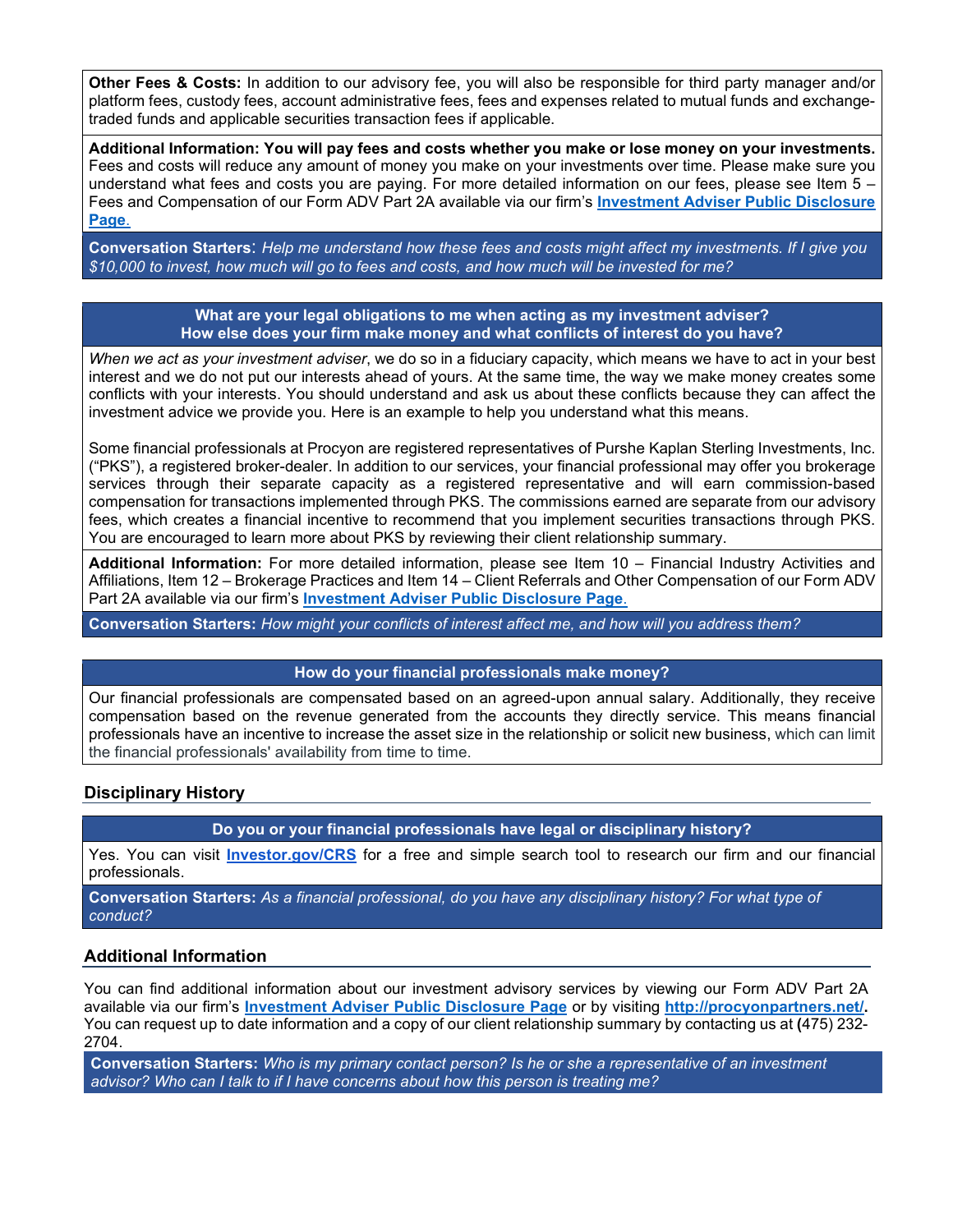**Other Fees & Costs:** In addition to our advisory fee, you will also be responsible for third party manager and/or platform fees, custody fees, account administrative fees, fees and expenses related to mutual funds and exchange-traded funds and applicable securities transaction fees if applicable.

**Additional Information: You will pay fees and costs whether you make or lose money on your investments.** Fees and costs will reduce any amount of money you make on your investments over time. Please make sure you understand what fees and costs you are paying. For more detailed information on our fees, please see Item 5 – Fees and Compensation of our Form ADV Part 2A available via our firm's **Investment Adviser Public Disclosure Page**.

**Conversation Starters**: *Help me understand how these fees and costs might affect my investments. If I give you $10,000 to invest, how much will go to fees and costs, and how much will be invested for me?*

**What are your legal obligations to me when acting as my investment adviser?**
**How else does your firm make money and what conflicts of interest do you have?**

*When we act as your investment adviser*, we do so in a fiduciary capacity, which means we have to act in your best interest and we do not put our interests ahead of yours. At the same time, the way we make money creates some conflicts with your interests. You should understand and ask us about these conflicts because they can affect the investment advice we provide you. Here is an example to help you understand what this means.

Some financial professionals at Procyon are registered representatives of Purshe Kaplan Sterling Investments, Inc. ("PKS"), a registered broker-dealer. In addition to our services, your financial professional may offer you brokerage services through their separate capacity as a registered representative and will earn commission-based compensation for transactions implemented through PKS. The commissions earned are separate from our advisory fees, which creates a financial incentive to recommend that you implement securities transactions through PKS. You are encouraged to learn more about PKS by reviewing their client relationship summary.

**Additional Information:** For more detailed information, please see Item 10 – Financial Industry Activities and Affiliations, Item 12 – Brokerage Practices and Item 14 – Client Referrals and Other Compensation of our Form ADV Part 2A available via our firm's **Investment Adviser Public Disclosure Page**.

**Conversation Starters:** *How might your conflicts of interest affect me, and how will you address them?*

**How do your financial professionals make money?**

Our financial professionals are compensated based on an agreed-upon annual salary. Additionally, they receive compensation based on the revenue generated from the accounts they directly service. This means financial professionals have an incentive to increase the asset size in the relationship or solicit new business, which can limit the financial professionals' availability from time to time.

## Disciplinary History

**Do you or your financial professionals have legal or disciplinary history?**

Yes. You can visit **Investor.gov/CRS** for a free and simple search tool to research our firm and our financial professionals.

**Conversation Starters:** *As a financial professional, do you have any disciplinary history? For what type of conduct?*

## Additional Information

You can find additional information about our investment advisory services by viewing our Form ADV Part 2A available via our firm's **Investment Adviser Public Disclosure Page** or by visiting **http://procyonpartners.net/.** You can request up to date information and a copy of our client relationship summary by contacting us at **(**475) 232-2704.

**Conversation Starters:** *Who is my primary contact person? Is he or she a representative of an investment advisor? Who can I talk to if I have concerns about how this person is treating me?*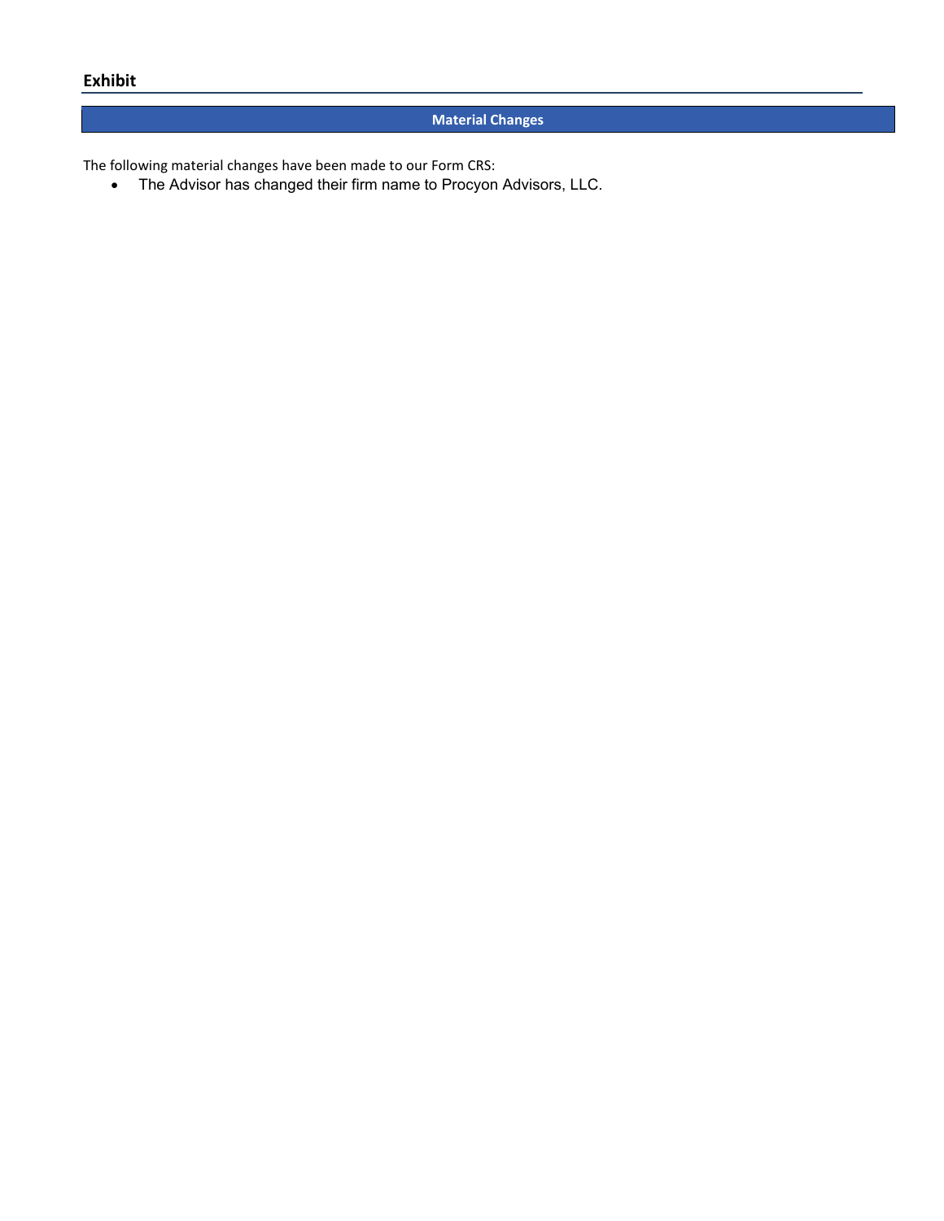## Exhibit

### Material Changes

The following material changes have been made to our Form CRS:

- The Advisor has changed their firm name to Procyon Advisors, LLC.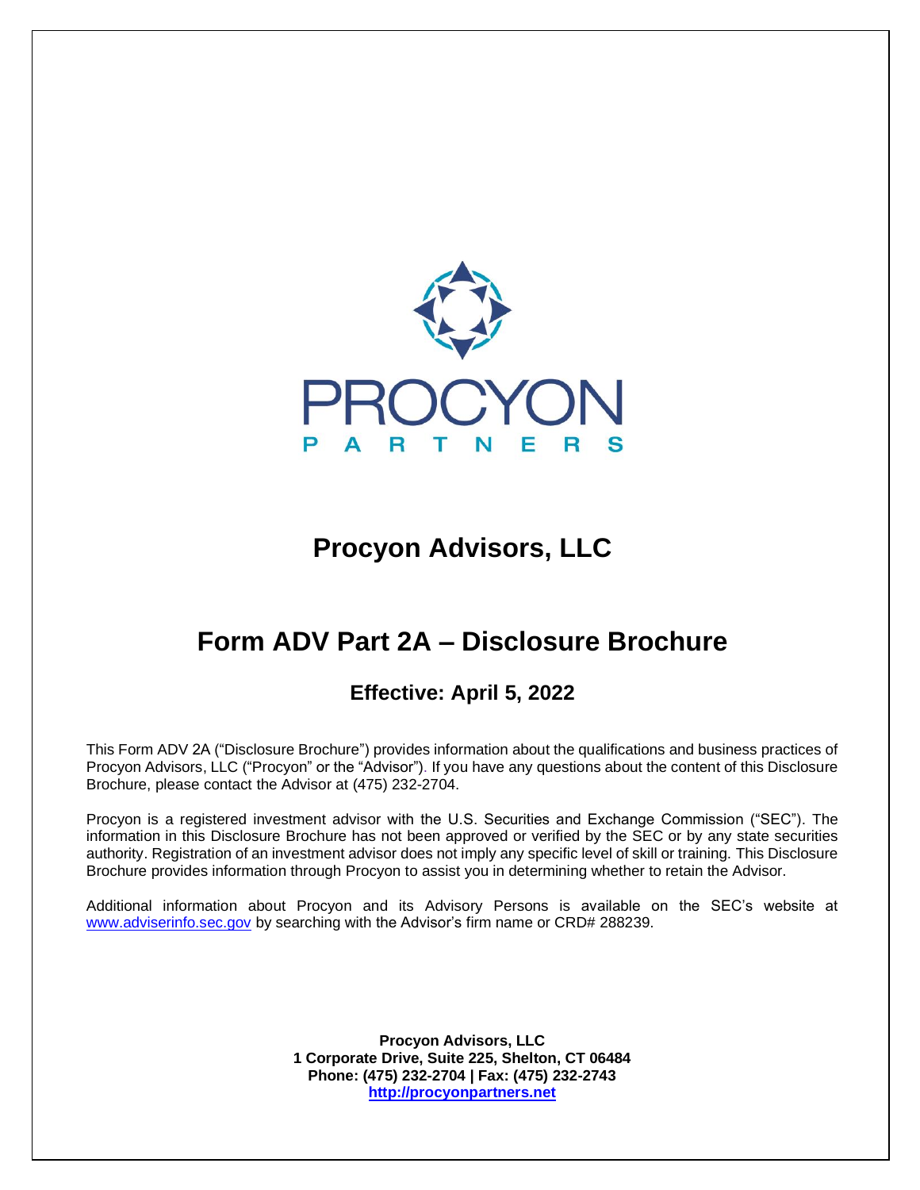PROCYON

P A R T N E R S

# Procyon Advisors, LLC

# Form ADV Part 2A – Disclosure Brochure

## Effective: April 5, 2022

This Form ADV 2A ("Disclosure Brochure") provides information about the qualifications and business practices of Procyon Advisors, LLC ("Procyon" or the "Advisor"). If you have any questions about the content of this Disclosure Brochure, please contact the Advisor at (475) 232-2704.

Procyon is a registered investment advisor with the U.S. Securities and Exchange Commission ("SEC"). The information in this Disclosure Brochure has not been approved or verified by the SEC or by any state securities authority. Registration of an investment advisor does not imply any specific level of skill or training. This Disclosure Brochure provides information through Procyon to assist you in determining whether to retain the Advisor.

Additional information about Procyon and its Advisory Persons is available on the SEC's website at www.adviserinfo.sec.gov by searching with the Advisor's firm name or CRD# 288239.

**Procyon Advisors, LLC**
**1 Corporate Drive, Suite 225, Shelton, CT 06484**
**Phone: (475) 232-2704 | Fax: (475) 232-2743**
**http://procyonpartners.net**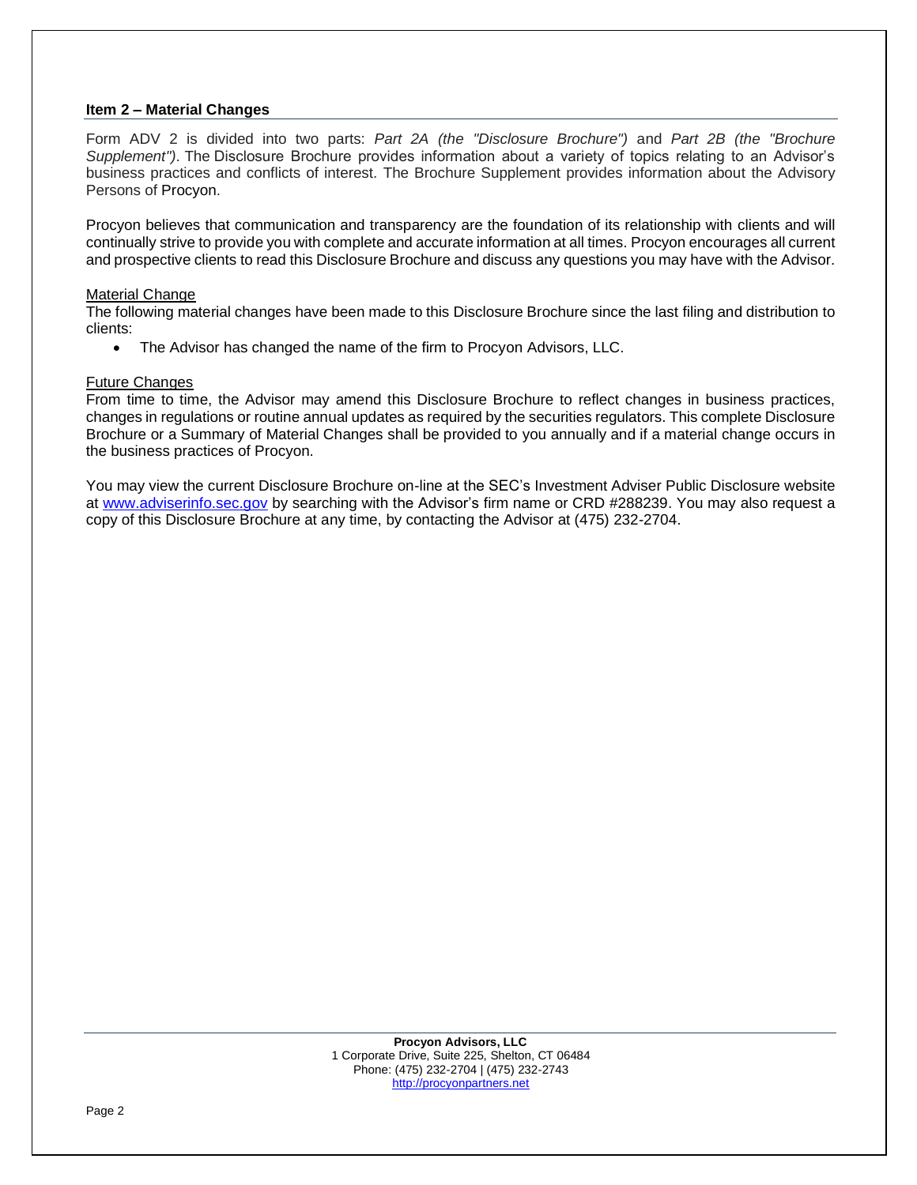## Item 2 – Material Changes

Form ADV 2 is divided into two parts: *Part 2A (the "Disclosure Brochure")* and *Part 2B (the "Brochure Supplement")*. The Disclosure Brochure provides information about a variety of topics relating to an Advisor's business practices and conflicts of interest. The Brochure Supplement provides information about the Advisory Persons of Procyon.

Procyon believes that communication and transparency are the foundation of its relationship with clients and will continually strive to provide you with complete and accurate information at all times. Procyon encourages all current and prospective clients to read this Disclosure Brochure and discuss any questions you may have with the Advisor.

### Material Change

The following material changes have been made to this Disclosure Brochure since the last filing and distribution to clients:

- The Advisor has changed the name of the firm to Procyon Advisors, LLC.

### Future Changes

From time to time, the Advisor may amend this Disclosure Brochure to reflect changes in business practices, changes in regulations or routine annual updates as required by the securities regulators. This complete Disclosure Brochure or a Summary of Material Changes shall be provided to you annually and if a material change occurs in the business practices of Procyon.

You may view the current Disclosure Brochure on-line at the SEC's Investment Adviser Public Disclosure website at www.adviserinfo.sec.gov by searching with the Advisor's firm name or CRD #288239. You may also request a copy of this Disclosure Brochure at any time, by contacting the Advisor at (475) 232-2704.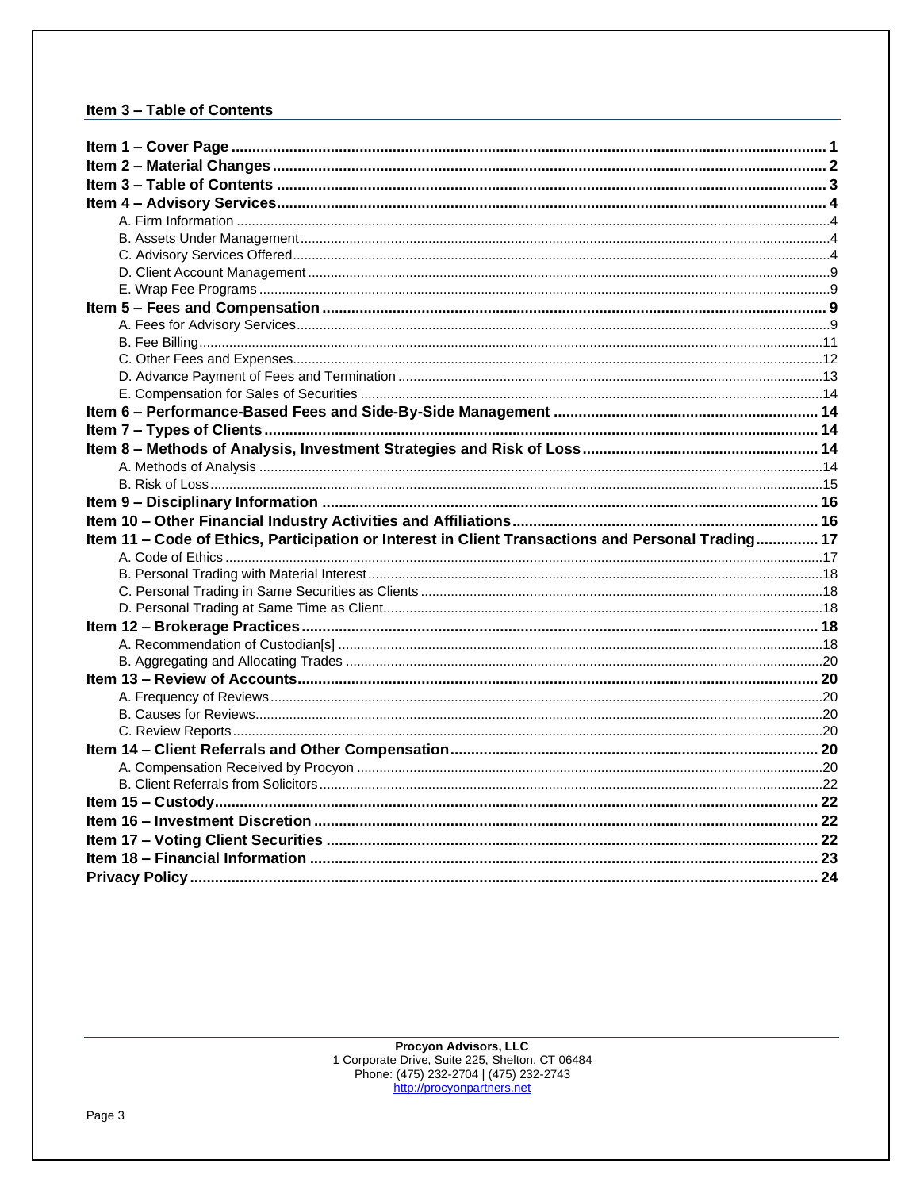## Item 3 – Table of Contents

**Item 1 – Cover Page** ..... 1
**Item 2 – Material Changes** ..... 2
**Item 3 – Table of Contents** ..... 3
**Item 4 – Advisory Services** ..... 4
- A. Firm Information ..... 4
- B. Assets Under Management ..... 4
- C. Advisory Services Offered ..... 4
- D. Client Account Management ..... 9
- E. Wrap Fee Programs ..... 9

**Item 5 – Fees and Compensation** ..... 9
- A. Fees for Advisory Services ..... 9
- B. Fee Billing ..... 11
- C. Other Fees and Expenses ..... 12
- D. Advance Payment of Fees and Termination ..... 13
- E. Compensation for Sales of Securities ..... 14

**Item 6 – Performance-Based Fees and Side-By-Side Management** ..... 14
**Item 7 – Types of Clients** ..... 14
**Item 8 – Methods of Analysis, Investment Strategies and Risk of Loss** ..... 14
- A. Methods of Analysis ..... 14
- B. Risk of Loss ..... 15

**Item 9 – Disciplinary Information** ..... 16
**Item 10 – Other Financial Industry Activities and Affiliations** ..... 16
**Item 11 – Code of Ethics, Participation or Interest in Client Transactions and Personal Trading** ..... 17
- A. Code of Ethics ..... 17
- B. Personal Trading with Material Interest ..... 18
- C. Personal Trading in Same Securities as Clients ..... 18
- D. Personal Trading at Same Time as Client ..... 18

**Item 12 – Brokerage Practices** ..... 18
- A. Recommendation of Custodian[s] ..... 18
- B. Aggregating and Allocating Trades ..... 20

**Item 13 – Review of Accounts** ..... 20
- A. Frequency of Reviews ..... 20
- B. Causes for Reviews ..... 20
- C. Review Reports ..... 20

**Item 14 – Client Referrals and Other Compensation** ..... 20
- A. Compensation Received by Procyon ..... 20
- B. Client Referrals from Solicitors ..... 22

**Item 15 – Custody** ..... 22
**Item 16 – Investment Discretion** ..... 22
**Item 17 – Voting Client Securities** ..... 22
**Item 18 – Financial Information** ..... 23
**Privacy Policy** ..... 24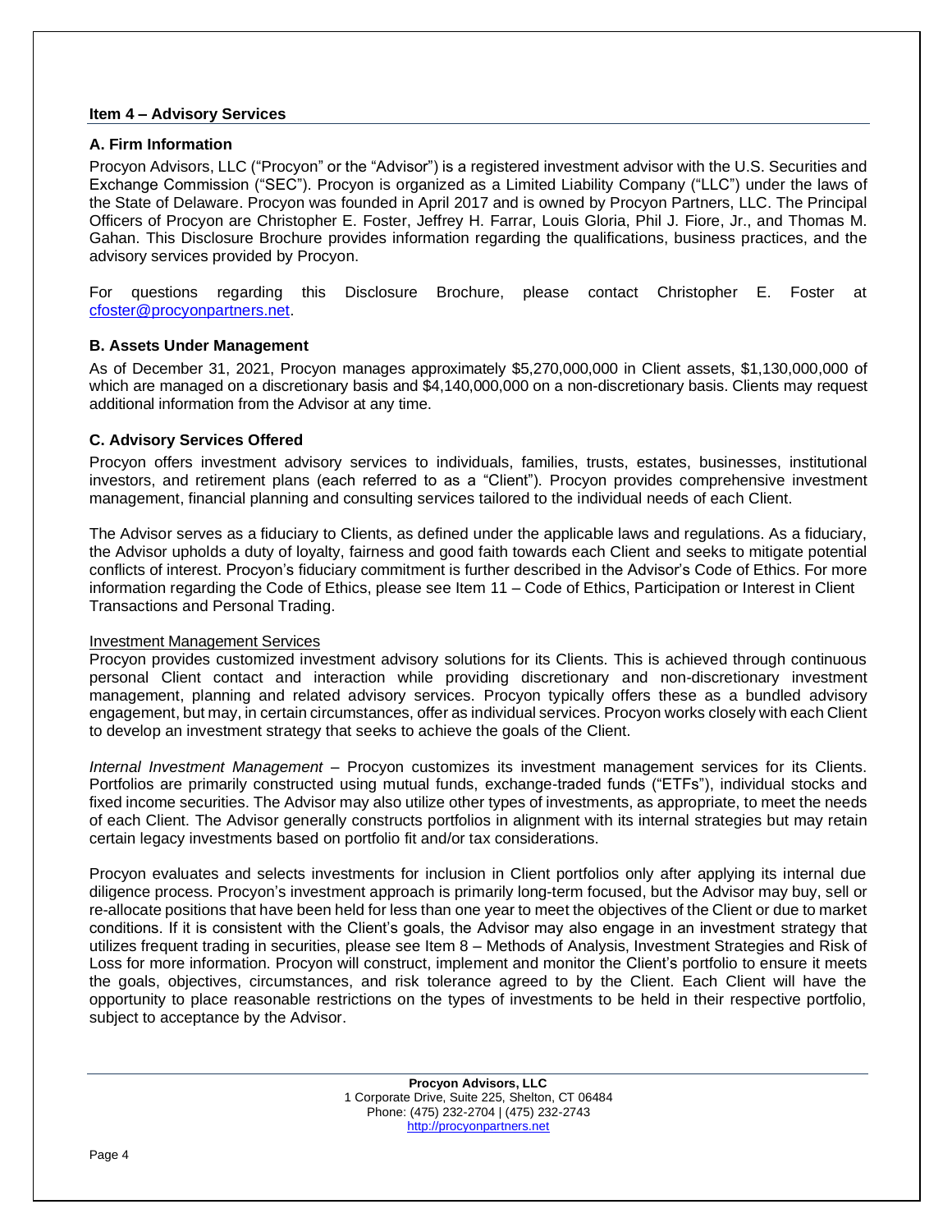## Item 4 – Advisory Services

### A. Firm Information

Procyon Advisors, LLC ("Procyon" or the "Advisor") is a registered investment advisor with the U.S. Securities and Exchange Commission ("SEC"). Procyon is organized as a Limited Liability Company ("LLC") under the laws of the State of Delaware. Procyon was founded in April 2017 and is owned by Procyon Partners, LLC. The Principal Officers of Procyon are Christopher E. Foster, Jeffrey H. Farrar, Louis Gloria, Phil J. Fiore, Jr., and Thomas M. Gahan. This Disclosure Brochure provides information regarding the qualifications, business practices, and the advisory services provided by Procyon.

For questions regarding this Disclosure Brochure, please contact Christopher E. Foster at cfoster@procyonpartners.net.

### B. Assets Under Management

As of December 31, 2021, Procyon manages approximately $5,270,000,000 in Client assets, $1,130,000,000 of which are managed on a discretionary basis and $4,140,000,000 on a non-discretionary basis. Clients may request additional information from the Advisor at any time.

### C. Advisory Services Offered

Procyon offers investment advisory services to individuals, families, trusts, estates, businesses, institutional investors, and retirement plans (each referred to as a "Client"). Procyon provides comprehensive investment management, financial planning and consulting services tailored to the individual needs of each Client.

The Advisor serves as a fiduciary to Clients, as defined under the applicable laws and regulations. As a fiduciary, the Advisor upholds a duty of loyalty, fairness and good faith towards each Client and seeks to mitigate potential conflicts of interest. Procyon's fiduciary commitment is further described in the Advisor's Code of Ethics. For more information regarding the Code of Ethics, please see Item 11 – Code of Ethics, Participation or Interest in Client Transactions and Personal Trading.

Investment Management Services

Procyon provides customized investment advisory solutions for its Clients. This is achieved through continuous personal Client contact and interaction while providing discretionary and non-discretionary investment management, planning and related advisory services. Procyon typically offers these as a bundled advisory engagement, but may, in certain circumstances, offer as individual services. Procyon works closely with each Client to develop an investment strategy that seeks to achieve the goals of the Client.

*Internal Investment Management* – Procyon customizes its investment management services for its Clients. Portfolios are primarily constructed using mutual funds, exchange-traded funds ("ETFs"), individual stocks and fixed income securities. The Advisor may also utilize other types of investments, as appropriate, to meet the needs of each Client. The Advisor generally constructs portfolios in alignment with its internal strategies but may retain certain legacy investments based on portfolio fit and/or tax considerations.

Procyon evaluates and selects investments for inclusion in Client portfolios only after applying its internal due diligence process. Procyon's investment approach is primarily long-term focused, but the Advisor may buy, sell or re-allocate positions that have been held for less than one year to meet the objectives of the Client or due to market conditions. If it is consistent with the Client's goals, the Advisor may also engage in an investment strategy that utilizes frequent trading in securities, please see Item 8 – Methods of Analysis, Investment Strategies and Risk of Loss for more information. Procyon will construct, implement and monitor the Client's portfolio to ensure it meets the goals, objectives, circumstances, and risk tolerance agreed to by the Client. Each Client will have the opportunity to place reasonable restrictions on the types of investments to be held in their respective portfolio, subject to acceptance by the Advisor.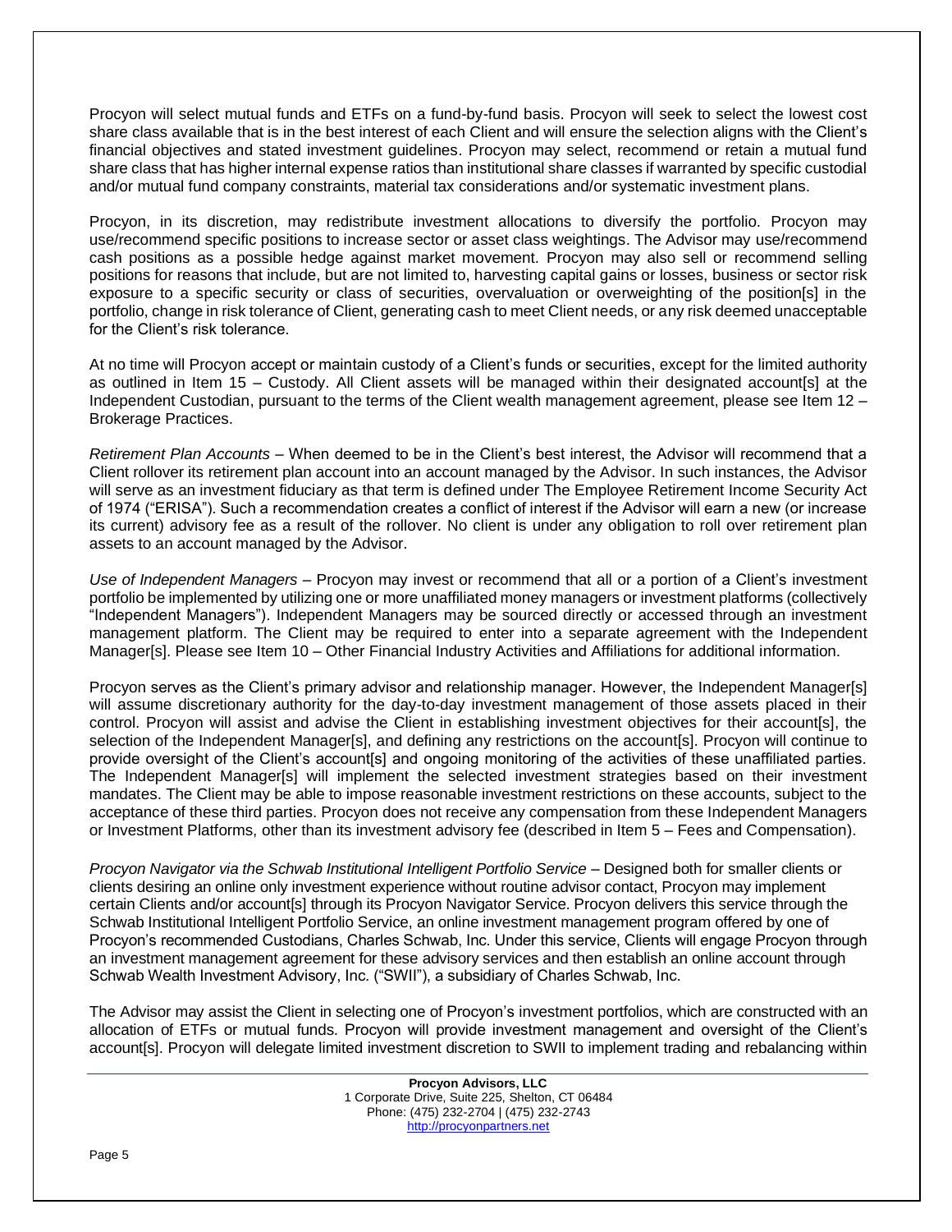Procyon will select mutual funds and ETFs on a fund-by-fund basis. Procyon will seek to select the lowest cost share class available that is in the best interest of each Client and will ensure the selection aligns with the Client's financial objectives and stated investment guidelines. Procyon may select, recommend or retain a mutual fund share class that has higher internal expense ratios than institutional share classes if warranted by specific custodial and/or mutual fund company constraints, material tax considerations and/or systematic investment plans.

Procyon, in its discretion, may redistribute investment allocations to diversify the portfolio. Procyon may use/recommend specific positions to increase sector or asset class weightings. The Advisor may use/recommend cash positions as a possible hedge against market movement. Procyon may also sell or recommend selling positions for reasons that include, but are not limited to, harvesting capital gains or losses, business or sector risk exposure to a specific security or class of securities, overvaluation or overweighting of the position[s] in the portfolio, change in risk tolerance of Client, generating cash to meet Client needs, or any risk deemed unacceptable for the Client's risk tolerance.

At no time will Procyon accept or maintain custody of a Client's funds or securities, except for the limited authority as outlined in Item 15 – Custody. All Client assets will be managed within their designated account[s] at the Independent Custodian, pursuant to the terms of the Client wealth management agreement, please see Item 12 – Brokerage Practices.

*Retirement Plan Accounts* – When deemed to be in the Client's best interest, the Advisor will recommend that a Client rollover its retirement plan account into an account managed by the Advisor. In such instances, the Advisor will serve as an investment fiduciary as that term is defined under The Employee Retirement Income Security Act of 1974 ("ERISA"). Such a recommendation creates a conflict of interest if the Advisor will earn a new (or increase its current) advisory fee as a result of the rollover. No client is under any obligation to roll over retirement plan assets to an account managed by the Advisor.

*Use of Independent Managers* – Procyon may invest or recommend that all or a portion of a Client's investment portfolio be implemented by utilizing one or more unaffiliated money managers or investment platforms (collectively "Independent Managers"). Independent Managers may be sourced directly or accessed through an investment management platform. The Client may be required to enter into a separate agreement with the Independent Manager[s]. Please see Item 10 – Other Financial Industry Activities and Affiliations for additional information.

Procyon serves as the Client's primary advisor and relationship manager. However, the Independent Manager[s] will assume discretionary authority for the day-to-day investment management of those assets placed in their control. Procyon will assist and advise the Client in establishing investment objectives for their account[s], the selection of the Independent Manager[s], and defining any restrictions on the account[s]. Procyon will continue to provide oversight of the Client's account[s] and ongoing monitoring of the activities of these unaffiliated parties. The Independent Manager[s] will implement the selected investment strategies based on their investment mandates. The Client may be able to impose reasonable investment restrictions on these accounts, subject to the acceptance of these third parties. Procyon does not receive any compensation from these Independent Managers or Investment Platforms, other than its investment advisory fee (described in Item 5 – Fees and Compensation).

*Procyon Navigator via the Schwab Institutional Intelligent Portfolio Service* – Designed both for smaller clients or clients desiring an online only investment experience without routine advisor contact, Procyon may implement certain Clients and/or account[s] through its Procyon Navigator Service. Procyon delivers this service through the Schwab Institutional Intelligent Portfolio Service, an online investment management program offered by one of Procyon's recommended Custodians, Charles Schwab, Inc. Under this service, Clients will engage Procyon through an investment management agreement for these advisory services and then establish an online account through Schwab Wealth Investment Advisory, Inc. ("SWII"), a subsidiary of Charles Schwab, Inc.

The Advisor may assist the Client in selecting one of Procyon's investment portfolios, which are constructed with an allocation of ETFs or mutual funds. Procyon will provide investment management and oversight of the Client's account[s]. Procyon will delegate limited investment discretion to SWII to implement trading and rebalancing within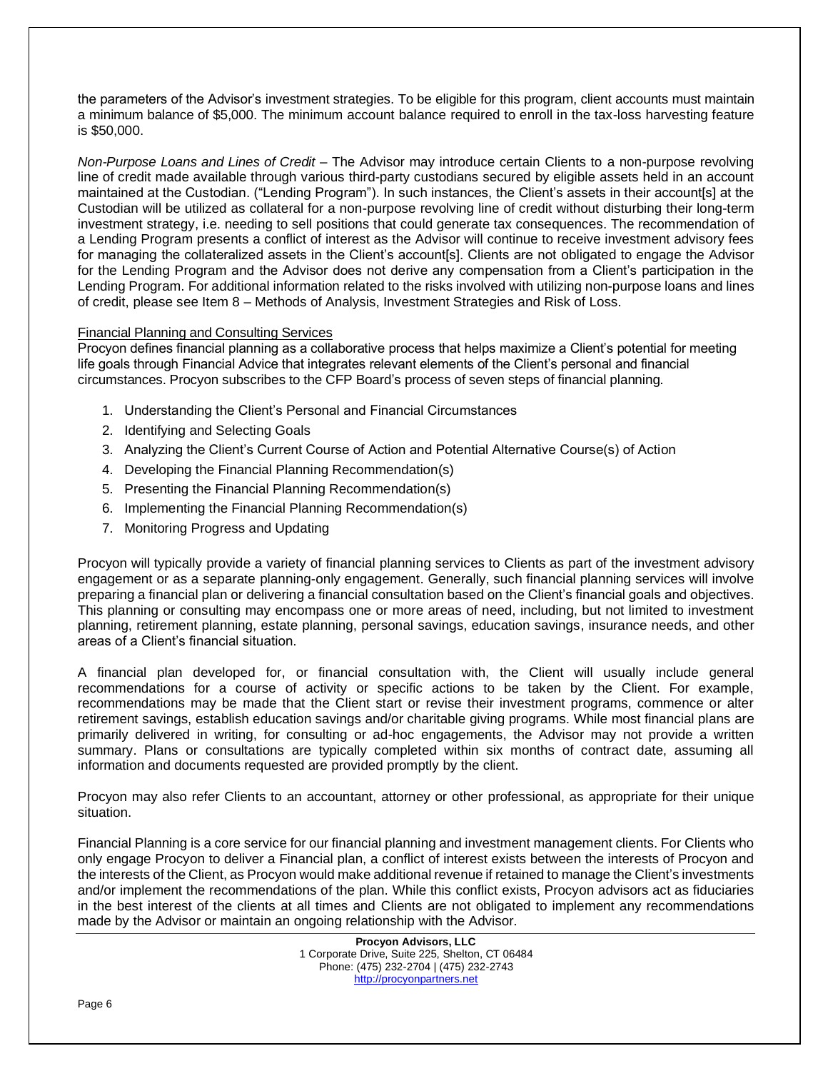the parameters of the Advisor's investment strategies. To be eligible for this program, client accounts must maintain a minimum balance of $5,000. The minimum account balance required to enroll in the tax-loss harvesting feature is $50,000.

*Non-Purpose Loans and Lines of Credit* – The Advisor may introduce certain Clients to a non-purpose revolving line of credit made available through various third-party custodians secured by eligible assets held in an account maintained at the Custodian. ("Lending Program"). In such instances, the Client's assets in their account[s] at the Custodian will be utilized as collateral for a non-purpose revolving line of credit without disturbing their long-term investment strategy, i.e. needing to sell positions that could generate tax consequences. The recommendation of a Lending Program presents a conflict of interest as the Advisor will continue to receive investment advisory fees for managing the collateralized assets in the Client's account[s]. Clients are not obligated to engage the Advisor for the Lending Program and the Advisor does not derive any compensation from a Client's participation in the Lending Program. For additional information related to the risks involved with utilizing non-purpose loans and lines of credit, please see Item 8 – Methods of Analysis, Investment Strategies and Risk of Loss.

Financial Planning and Consulting Services

Procyon defines financial planning as a collaborative process that helps maximize a Client's potential for meeting life goals through Financial Advice that integrates relevant elements of the Client's personal and financial circumstances. Procyon subscribes to the CFP Board's process of seven steps of financial planning.

1. Understanding the Client's Personal and Financial Circumstances
2. Identifying and Selecting Goals
3. Analyzing the Client's Current Course of Action and Potential Alternative Course(s) of Action
4. Developing the Financial Planning Recommendation(s)
5. Presenting the Financial Planning Recommendation(s)
6. Implementing the Financial Planning Recommendation(s)
7. Monitoring Progress and Updating

Procyon will typically provide a variety of financial planning services to Clients as part of the investment advisory engagement or as a separate planning-only engagement. Generally, such financial planning services will involve preparing a financial plan or delivering a financial consultation based on the Client's financial goals and objectives. This planning or consulting may encompass one or more areas of need, including, but not limited to investment planning, retirement planning, estate planning, personal savings, education savings, insurance needs, and other areas of a Client's financial situation.

A financial plan developed for, or financial consultation with, the Client will usually include general recommendations for a course of activity or specific actions to be taken by the Client. For example, recommendations may be made that the Client start or revise their investment programs, commence or alter retirement savings, establish education savings and/or charitable giving programs. While most financial plans are primarily delivered in writing, for consulting or ad-hoc engagements, the Advisor may not provide a written summary. Plans or consultations are typically completed within six months of contract date, assuming all information and documents requested are provided promptly by the client.

Procyon may also refer Clients to an accountant, attorney or other professional, as appropriate for their unique situation.

Financial Planning is a core service for our financial planning and investment management clients. For Clients who only engage Procyon to deliver a Financial plan, a conflict of interest exists between the interests of Procyon and the interests of the Client, as Procyon would make additional revenue if retained to manage the Client's investments and/or implement the recommendations of the plan. While this conflict exists, Procyon advisors act as fiduciaries in the best interest of the clients at all times and Clients are not obligated to implement any recommendations made by the Advisor or maintain an ongoing relationship with the Advisor.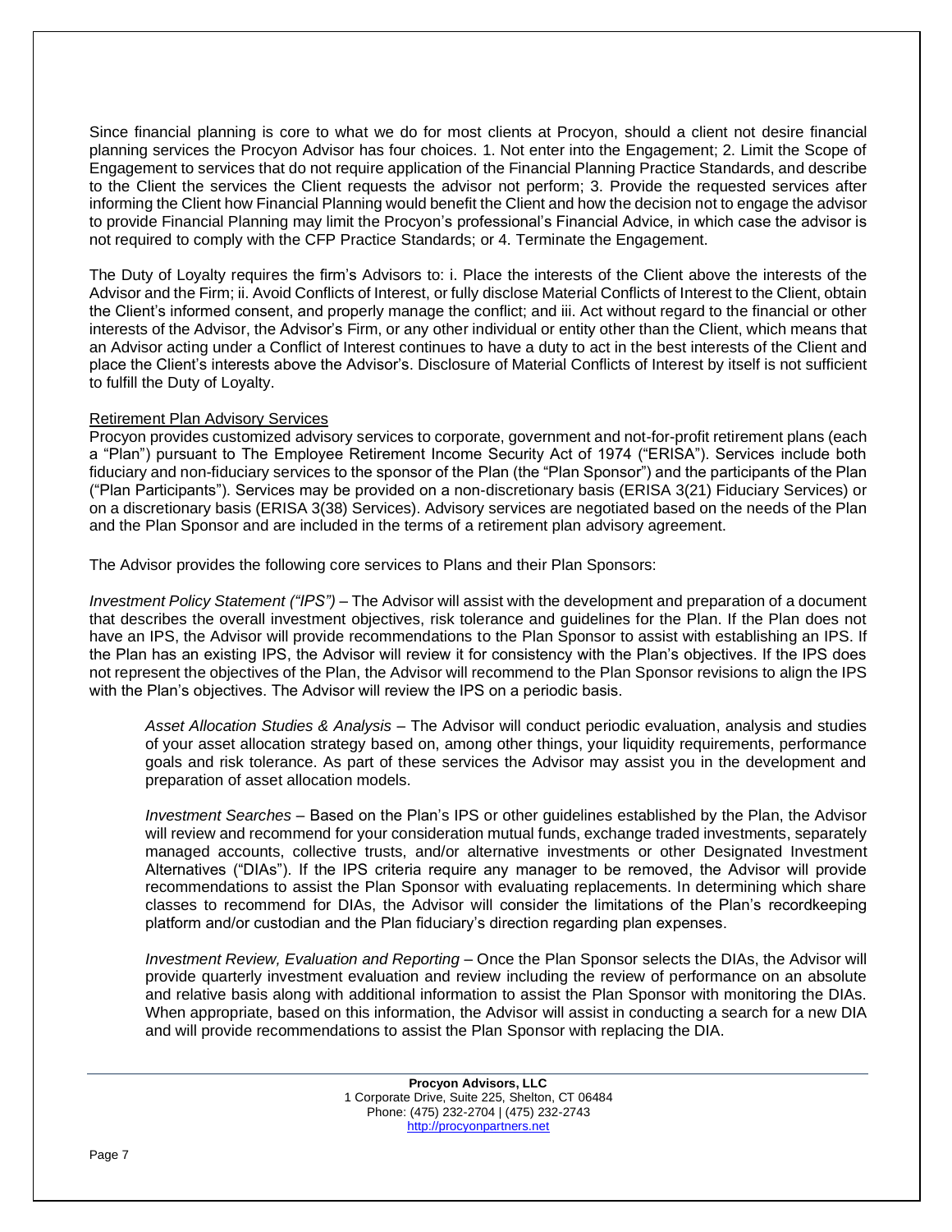Since financial planning is core to what we do for most clients at Procyon, should a client not desire financial planning services the Procyon Advisor has four choices. 1. Not enter into the Engagement; 2. Limit the Scope of Engagement to services that do not require application of the Financial Planning Practice Standards, and describe to the Client the services the Client requests the advisor not perform; 3. Provide the requested services after informing the Client how Financial Planning would benefit the Client and how the decision not to engage the advisor to provide Financial Planning may limit the Procyon's professional's Financial Advice, in which case the advisor is not required to comply with the CFP Practice Standards; or 4. Terminate the Engagement.

The Duty of Loyalty requires the firm's Advisors to: i. Place the interests of the Client above the interests of the Advisor and the Firm; ii. Avoid Conflicts of Interest, or fully disclose Material Conflicts of Interest to the Client, obtain the Client's informed consent, and properly manage the conflict; and iii. Act without regard to the financial or other interests of the Advisor, the Advisor's Firm, or any other individual or entity other than the Client, which means that an Advisor acting under a Conflict of Interest continues to have a duty to act in the best interests of the Client and place the Client's interests above the Advisor's. Disclosure of Material Conflicts of Interest by itself is not sufficient to fulfill the Duty of Loyalty.

Retirement Plan Advisory Services

Procyon provides customized advisory services to corporate, government and not-for-profit retirement plans (each a "Plan") pursuant to The Employee Retirement Income Security Act of 1974 ("ERISA"). Services include both fiduciary and non-fiduciary services to the sponsor of the Plan (the "Plan Sponsor") and the participants of the Plan ("Plan Participants"). Services may be provided on a non-discretionary basis (ERISA 3(21) Fiduciary Services) or on a discretionary basis (ERISA 3(38) Services). Advisory services are negotiated based on the needs of the Plan and the Plan Sponsor and are included in the terms of a retirement plan advisory agreement.

The Advisor provides the following core services to Plans and their Plan Sponsors:

*Investment Policy Statement ("IPS")* – The Advisor will assist with the development and preparation of a document that describes the overall investment objectives, risk tolerance and guidelines for the Plan. If the Plan does not have an IPS, the Advisor will provide recommendations to the Plan Sponsor to assist with establishing an IPS. If the Plan has an existing IPS, the Advisor will review it for consistency with the Plan's objectives. If the IPS does not represent the objectives of the Plan, the Advisor will recommend to the Plan Sponsor revisions to align the IPS with the Plan's objectives. The Advisor will review the IPS on a periodic basis.

> *Asset Allocation Studies & Analysis* – The Advisor will conduct periodic evaluation, analysis and studies of your asset allocation strategy based on, among other things, your liquidity requirements, performance goals and risk tolerance. As part of these services the Advisor may assist you in the development and preparation of asset allocation models.
>
> *Investment Searches* – Based on the Plan's IPS or other guidelines established by the Plan, the Advisor will review and recommend for your consideration mutual funds, exchange traded investments, separately managed accounts, collective trusts, and/or alternative investments or other Designated Investment Alternatives ("DIAs"). If the IPS criteria require any manager to be removed, the Advisor will provide recommendations to assist the Plan Sponsor with evaluating replacements. In determining which share classes to recommend for DIAs, the Advisor will consider the limitations of the Plan's recordkeeping platform and/or custodian and the Plan fiduciary's direction regarding plan expenses.
>
> *Investment Review, Evaluation and Reporting* – Once the Plan Sponsor selects the DIAs, the Advisor will provide quarterly investment evaluation and review including the review of performance on an absolute and relative basis along with additional information to assist the Plan Sponsor with monitoring the DIAs. When appropriate, based on this information, the Advisor will assist in conducting a search for a new DIA and will provide recommendations to assist the Plan Sponsor with replacing the DIA.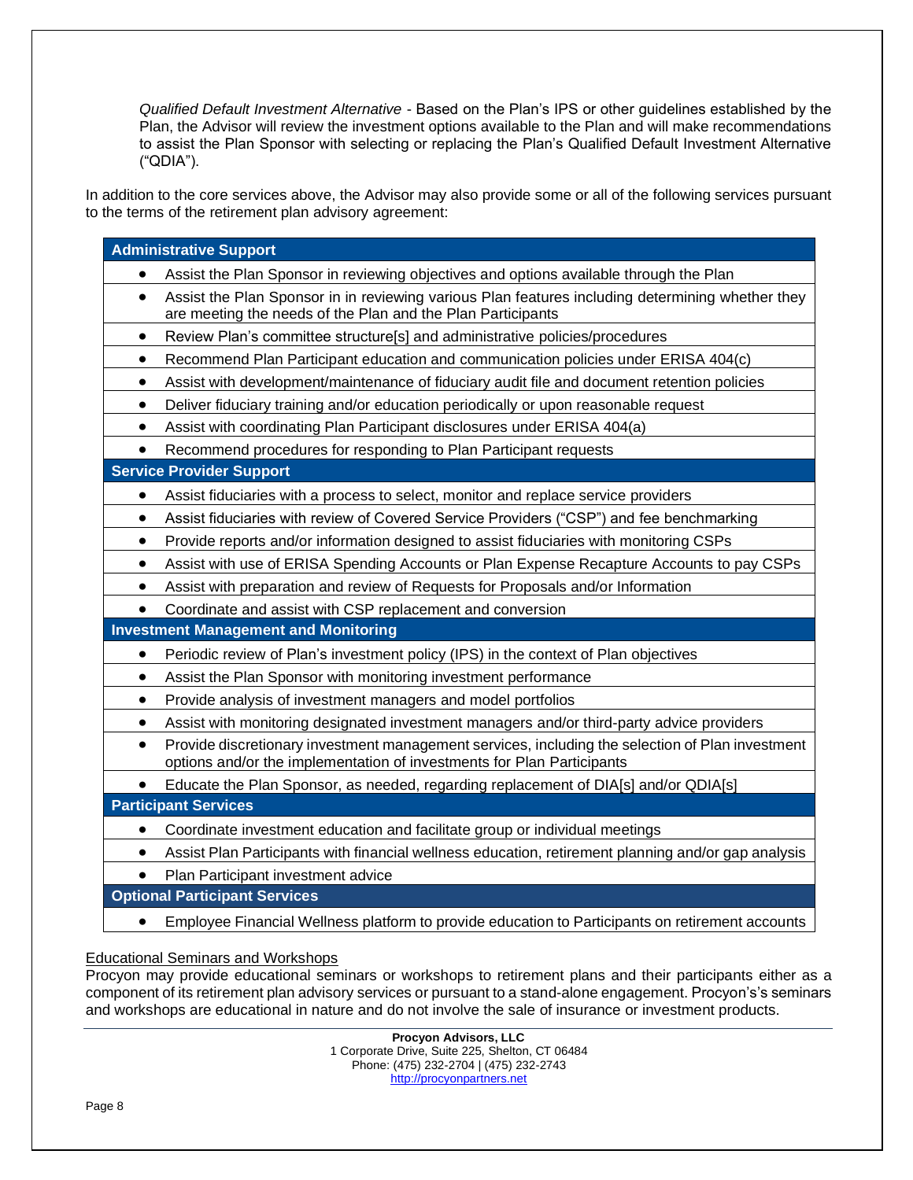*Qualified Default Investment Alternative* - Based on the Plan's IPS or other guidelines established by the Plan, the Advisor will review the investment options available to the Plan and will make recommendations to assist the Plan Sponsor with selecting or replacing the Plan's Qualified Default Investment Alternative ("QDIA").

In addition to the core services above, the Advisor may also provide some or all of the following services pursuant to the terms of the retirement plan advisory agreement:

| **Administrative Support** |
|---|
| • Assist the Plan Sponsor in reviewing objectives and options available through the Plan |
| • Assist the Plan Sponsor in in reviewing various Plan features including determining whether they are meeting the needs of the Plan and the Plan Participants |
| • Review Plan's committee structure[s] and administrative policies/procedures |
| • Recommend Plan Participant education and communication policies under ERISA 404(c) |
| • Assist with development/maintenance of fiduciary audit file and document retention policies |
| • Deliver fiduciary training and/or education periodically or upon reasonable request |
| • Assist with coordinating Plan Participant disclosures under ERISA 404(a) |
| • Recommend procedures for responding to Plan Participant requests |
| **Service Provider Support** |
| • Assist fiduciaries with a process to select, monitor and replace service providers |
| • Assist fiduciaries with review of Covered Service Providers ("CSP") and fee benchmarking |
| • Provide reports and/or information designed to assist fiduciaries with monitoring CSPs |
| • Assist with use of ERISA Spending Accounts or Plan Expense Recapture Accounts to pay CSPs |
| • Assist with preparation and review of Requests for Proposals and/or Information |
| • Coordinate and assist with CSP replacement and conversion |
| **Investment Management and Monitoring** |
| • Periodic review of Plan's investment policy (IPS) in the context of Plan objectives |
| • Assist the Plan Sponsor with monitoring investment performance |
| • Provide analysis of investment managers and model portfolios |
| • Assist with monitoring designated investment managers and/or third-party advice providers |
| • Provide discretionary investment management services, including the selection of Plan investment options and/or the implementation of investments for Plan Participants |
| • Educate the Plan Sponsor, as needed, regarding replacement of DIA[s] and/or QDIA[s] |
| **Participant Services** |
| • Coordinate investment education and facilitate group or individual meetings |
| • Assist Plan Participants with financial wellness education, retirement planning and/or gap analysis |
| • Plan Participant investment advice |
| **Optional Participant Services** |
| • Employee Financial Wellness platform to provide education to Participants on retirement accounts |

Educational Seminars and Workshops

Procyon may provide educational seminars or workshops to retirement plans and their participants either as a component of its retirement plan advisory services or pursuant to a stand-alone engagement. Procyon's's seminars and workshops are educational in nature and do not involve the sale of insurance or investment products.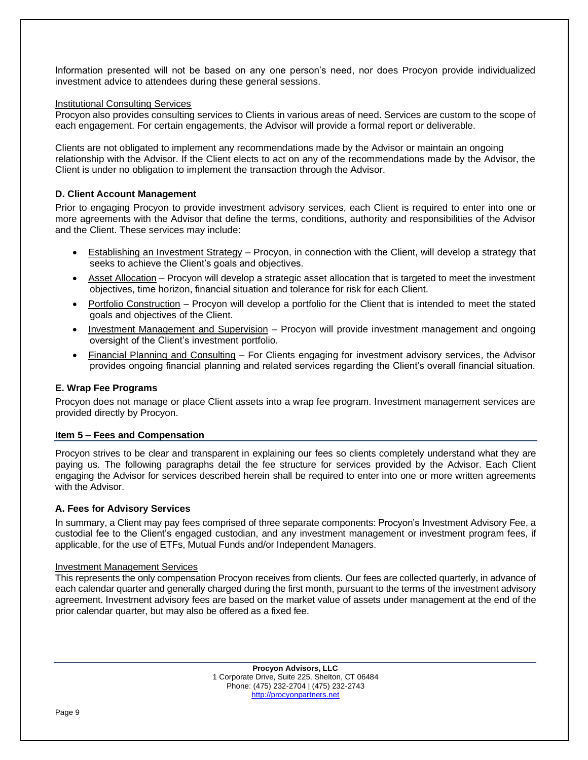Information presented will not be based on any one person's need, nor does Procyon provide individualized investment advice to attendees during these general sessions.

Institutional Consulting Services

Procyon also provides consulting services to Clients in various areas of need. Services are custom to the scope of each engagement. For certain engagements, the Advisor will provide a formal report or deliverable.

Clients are not obligated to implement any recommendations made by the Advisor or maintain an ongoing relationship with the Advisor. If the Client elects to act on any of the recommendations made by the Advisor, the Client is under no obligation to implement the transaction through the Advisor.

### D. Client Account Management

Prior to engaging Procyon to provide investment advisory services, each Client is required to enter into one or more agreements with the Advisor that define the terms, conditions, authority and responsibilities of the Advisor and the Client. These services may include:

- Establishing an Investment Strategy – Procyon, in connection with the Client, will develop a strategy that seeks to achieve the Client's goals and objectives.
- Asset Allocation – Procyon will develop a strategic asset allocation that is targeted to meet the investment objectives, time horizon, financial situation and tolerance for risk for each Client.
- Portfolio Construction – Procyon will develop a portfolio for the Client that is intended to meet the stated goals and objectives of the Client.
- Investment Management and Supervision – Procyon will provide investment management and ongoing oversight of the Client's investment portfolio.
- Financial Planning and Consulting – For Clients engaging for investment advisory services, the Advisor provides ongoing financial planning and related services regarding the Client's overall financial situation.

### E. Wrap Fee Programs

Procyon does not manage or place Client assets into a wrap fee program. Investment management services are provided directly by Procyon.

## Item 5 – Fees and Compensation

Procyon strives to be clear and transparent in explaining our fees so clients completely understand what they are paying us. The following paragraphs detail the fee structure for services provided by the Advisor. Each Client engaging the Advisor for services described herein shall be required to enter into one or more written agreements with the Advisor.

### A. Fees for Advisory Services

In summary, a Client may pay fees comprised of three separate components: Procyon's Investment Advisory Fee, a custodial fee to the Client's engaged custodian, and any investment management or investment program fees, if applicable, for the use of ETFs, Mutual Funds and/or Independent Managers.

Investment Management Services

This represents the only compensation Procyon receives from clients. Our fees are collected quarterly, in advance of each calendar quarter and generally charged during the first month, pursuant to the terms of the investment advisory agreement. Investment advisory fees are based on the market value of assets under management at the end of the prior calendar quarter, but may also be offered as a fixed fee.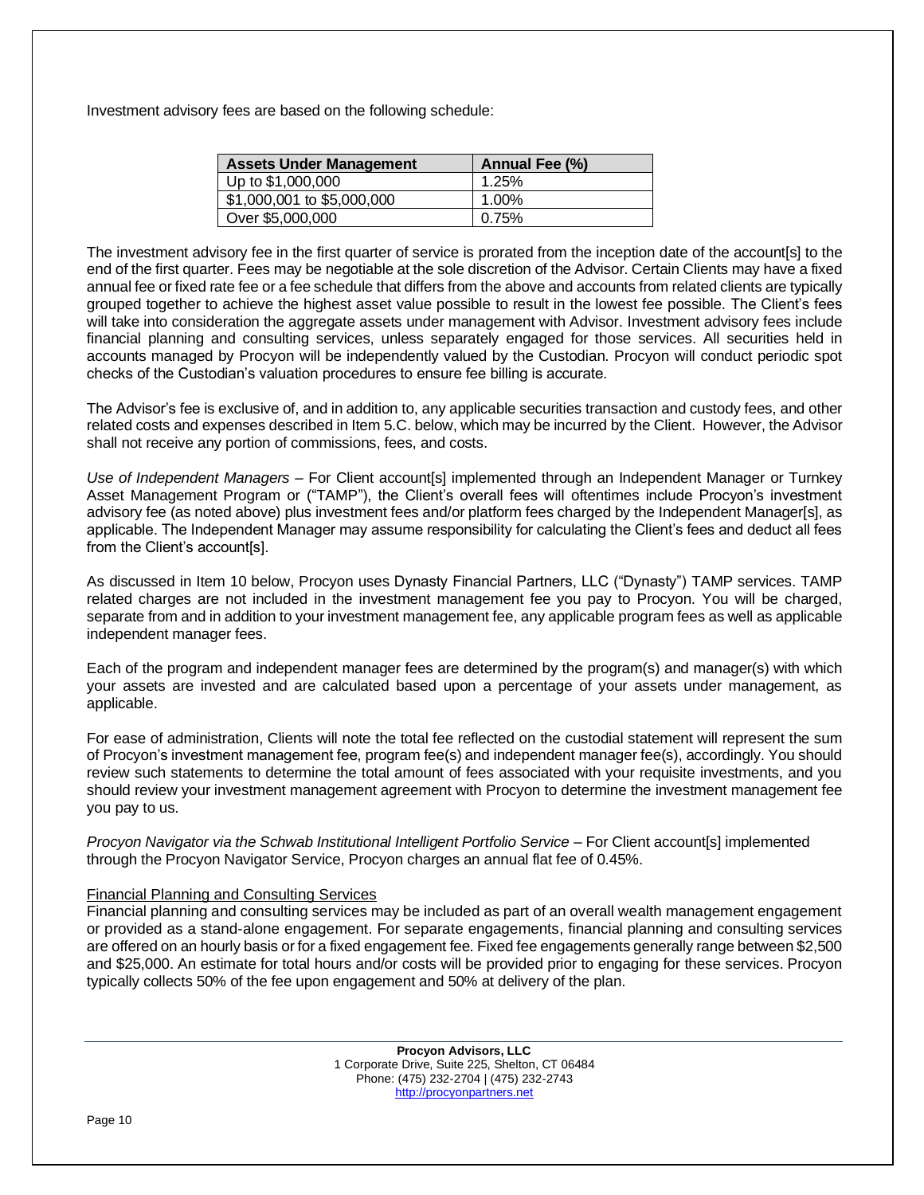Investment advisory fees are based on the following schedule:

| Assets Under Management | Annual Fee (%) |
|---|---|
| Up to $1,000,000 | 1.25% |
| $1,000,001 to $5,000,000 | 1.00% |
| Over $5,000,000 | 0.75% |

The investment advisory fee in the first quarter of service is prorated from the inception date of the account[s] to the end of the first quarter. Fees may be negotiable at the sole discretion of the Advisor. Certain Clients may have a fixed annual fee or fixed rate fee or a fee schedule that differs from the above and accounts from related clients are typically grouped together to achieve the highest asset value possible to result in the lowest fee possible. The Client's fees will take into consideration the aggregate assets under management with Advisor. Investment advisory fees include financial planning and consulting services, unless separately engaged for those services. All securities held in accounts managed by Procyon will be independently valued by the Custodian. Procyon will conduct periodic spot checks of the Custodian's valuation procedures to ensure fee billing is accurate.

The Advisor's fee is exclusive of, and in addition to, any applicable securities transaction and custody fees, and other related costs and expenses described in Item 5.C. below, which may be incurred by the Client. However, the Advisor shall not receive any portion of commissions, fees, and costs.

*Use of Independent Managers* – For Client account[s] implemented through an Independent Manager or Turnkey Asset Management Program or ("TAMP"), the Client's overall fees will oftentimes include Procyon's investment advisory fee (as noted above) plus investment fees and/or platform fees charged by the Independent Manager[s], as applicable. The Independent Manager may assume responsibility for calculating the Client's fees and deduct all fees from the Client's account[s].

As discussed in Item 10 below, Procyon uses Dynasty Financial Partners, LLC ("Dynasty") TAMP services. TAMP related charges are not included in the investment management fee you pay to Procyon. You will be charged, separate from and in addition to your investment management fee, any applicable program fees as well as applicable independent manager fees.

Each of the program and independent manager fees are determined by the program(s) and manager(s) with which your assets are invested and are calculated based upon a percentage of your assets under management, as applicable.

For ease of administration, Clients will note the total fee reflected on the custodial statement will represent the sum of Procyon's investment management fee, program fee(s) and independent manager fee(s), accordingly. You should review such statements to determine the total amount of fees associated with your requisite investments, and you should review your investment management agreement with Procyon to determine the investment management fee you pay to us.

*Procyon Navigator via the Schwab Institutional Intelligent Portfolio Service* – For Client account[s] implemented through the Procyon Navigator Service, Procyon charges an annual flat fee of 0.45%.

Financial Planning and Consulting Services

Financial planning and consulting services may be included as part of an overall wealth management engagement or provided as a stand-alone engagement. For separate engagements, financial planning and consulting services are offered on an hourly basis or for a fixed engagement fee. Fixed fee engagements generally range between $2,500 and $25,000. An estimate for total hours and/or costs will be provided prior to engaging for these services. Procyon typically collects 50% of the fee upon engagement and 50% at delivery of the plan.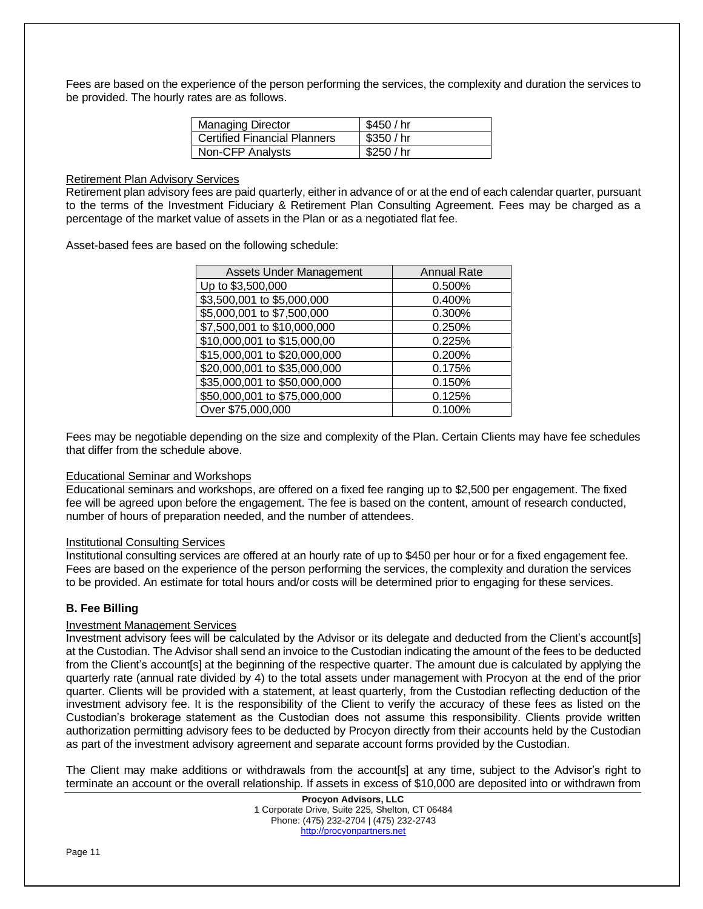Fees are based on the experience of the person performing the services, the complexity and duration the services to be provided. The hourly rates are as follows.

| Managing Director | $450 / hr |
|---|---|
| Certified Financial Planners | $350 / hr |
| Non-CFP Analysts | $250 / hr |

Retirement Plan Advisory Services

Retirement plan advisory fees are paid quarterly, either in advance of or at the end of each calendar quarter, pursuant to the terms of the Investment Fiduciary & Retirement Plan Consulting Agreement. Fees may be charged as a percentage of the market value of assets in the Plan or as a negotiated flat fee.

Asset-based fees are based on the following schedule:

| Assets Under Management | Annual Rate |
|---|---|
| Up to $3,500,000 | 0.500% |
| $3,500,001 to $5,000,000 | 0.400% |
| $5,000,001 to $7,500,000 | 0.300% |
| $7,500,001 to $10,000,000 | 0.250% |
| $10,000,001 to $15,000,00 | 0.225% |
| $15,000,001 to $20,000,000 | 0.200% |
| $20,000,001 to $35,000,000 | 0.175% |
| $35,000,001 to $50,000,000 | 0.150% |
| $50,000,001 to $75,000,000 | 0.125% |
| Over $75,000,000 | 0.100% |

Fees may be negotiable depending on the size and complexity of the Plan. Certain Clients may have fee schedules that differ from the schedule above.

Educational Seminar and Workshops

Educational seminars and workshops, are offered on a fixed fee ranging up to $2,500 per engagement. The fixed fee will be agreed upon before the engagement. The fee is based on the content, amount of research conducted, number of hours of preparation needed, and the number of attendees.

Institutional Consulting Services

Institutional consulting services are offered at an hourly rate of up to $450 per hour or for a fixed engagement fee. Fees are based on the experience of the person performing the services, the complexity and duration the services to be provided. An estimate for total hours and/or costs will be determined prior to engaging for these services.

### B. Fee Billing

Investment Management Services

Investment advisory fees will be calculated by the Advisor or its delegate and deducted from the Client's account[s] at the Custodian. The Advisor shall send an invoice to the Custodian indicating the amount of the fees to be deducted from the Client's account[s] at the beginning of the respective quarter. The amount due is calculated by applying the quarterly rate (annual rate divided by 4) to the total assets under management with Procyon at the end of the prior quarter. Clients will be provided with a statement, at least quarterly, from the Custodian reflecting deduction of the investment advisory fee. It is the responsibility of the Client to verify the accuracy of these fees as listed on the Custodian's brokerage statement as the Custodian does not assume this responsibility. Clients provide written authorization permitting advisory fees to be deducted by Procyon directly from their accounts held by the Custodian as part of the investment advisory agreement and separate account forms provided by the Custodian.

The Client may make additions or withdrawals from the account[s] at any time, subject to the Advisor's right to terminate an account or the overall relationship. If assets in excess of $10,000 are deposited into or withdrawn from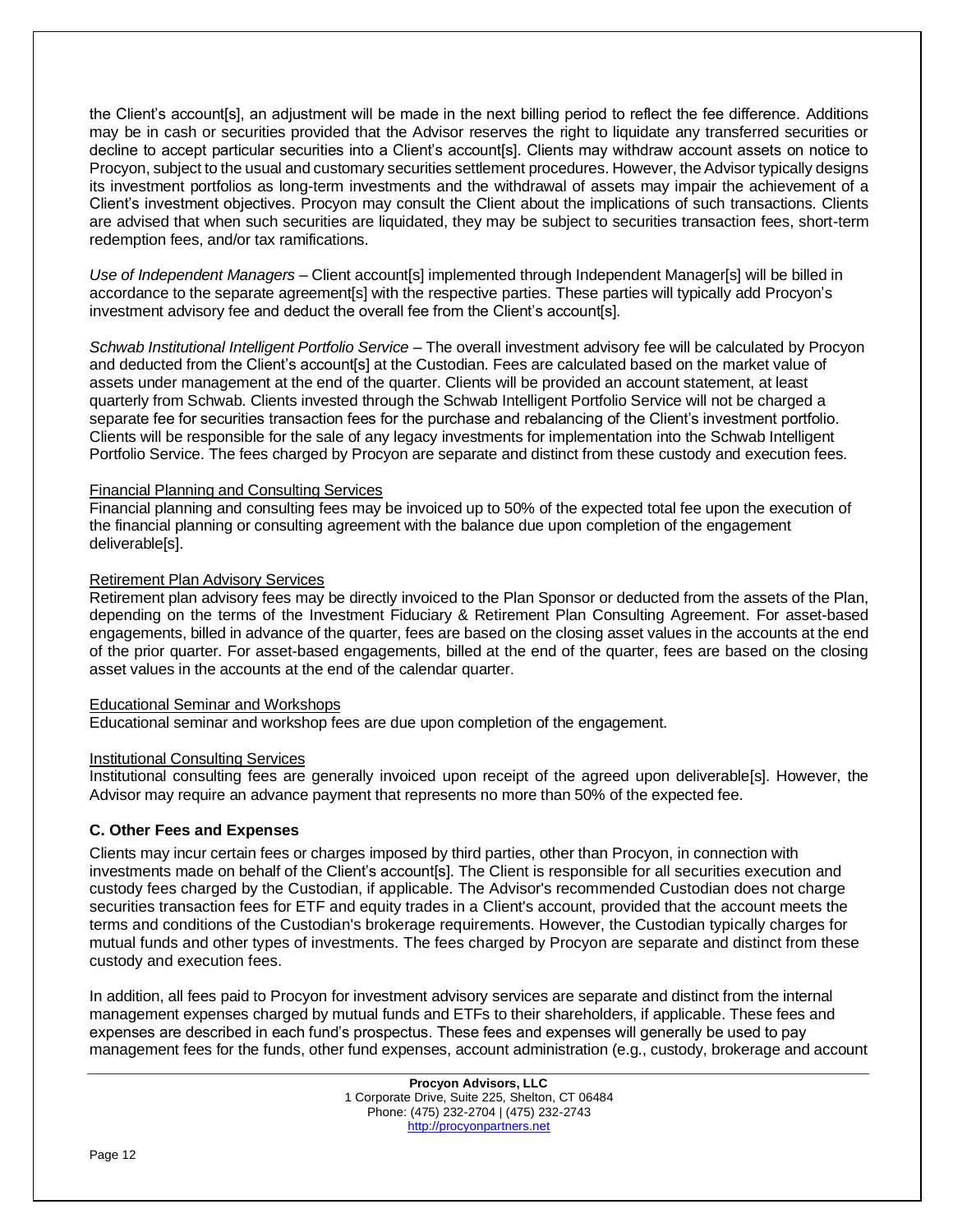the Client's account[s], an adjustment will be made in the next billing period to reflect the fee difference. Additions may be in cash or securities provided that the Advisor reserves the right to liquidate any transferred securities or decline to accept particular securities into a Client's account[s]. Clients may withdraw account assets on notice to Procyon, subject to the usual and customary securities settlement procedures. However, the Advisor typically designs its investment portfolios as long-term investments and the withdrawal of assets may impair the achievement of a Client's investment objectives. Procyon may consult the Client about the implications of such transactions. Clients are advised that when such securities are liquidated, they may be subject to securities transaction fees, short-term redemption fees, and/or tax ramifications.

*Use of Independent Managers* – Client account[s] implemented through Independent Manager[s] will be billed in accordance to the separate agreement[s] with the respective parties. These parties will typically add Procyon's investment advisory fee and deduct the overall fee from the Client's account[s].

*Schwab Institutional Intelligent Portfolio Service* – The overall investment advisory fee will be calculated by Procyon and deducted from the Client's account[s] at the Custodian. Fees are calculated based on the market value of assets under management at the end of the quarter. Clients will be provided an account statement, at least quarterly from Schwab. Clients invested through the Schwab Intelligent Portfolio Service will not be charged a separate fee for securities transaction fees for the purchase and rebalancing of the Client's investment portfolio. Clients will be responsible for the sale of any legacy investments for implementation into the Schwab Intelligent Portfolio Service. The fees charged by Procyon are separate and distinct from these custody and execution fees.

<u>Financial Planning and Consulting Services</u>

Financial planning and consulting fees may be invoiced up to 50% of the expected total fee upon the execution of the financial planning or consulting agreement with the balance due upon completion of the engagement deliverable[s].

<u>Retirement Plan Advisory Services</u>

Retirement plan advisory fees may be directly invoiced to the Plan Sponsor or deducted from the assets of the Plan, depending on the terms of the Investment Fiduciary & Retirement Plan Consulting Agreement. For asset-based engagements, billed in advance of the quarter, fees are based on the closing asset values in the accounts at the end of the prior quarter. For asset-based engagements, billed at the end of the quarter, fees are based on the closing asset values in the accounts at the end of the calendar quarter.

<u>Educational Seminar and Workshops</u>

Educational seminar and workshop fees are due upon completion of the engagement.

<u>Institutional Consulting Services</u>

Institutional consulting fees are generally invoiced upon receipt of the agreed upon deliverable[s]. However, the Advisor may require an advance payment that represents no more than 50% of the expected fee.

### C. Other Fees and Expenses

Clients may incur certain fees or charges imposed by third parties, other than Procyon, in connection with investments made on behalf of the Client's account[s]. The Client is responsible for all securities execution and custody fees charged by the Custodian, if applicable. The Advisor's recommended Custodian does not charge securities transaction fees for ETF and equity trades in a Client's account, provided that the account meets the terms and conditions of the Custodian's brokerage requirements. However, the Custodian typically charges for mutual funds and other types of investments. The fees charged by Procyon are separate and distinct from these custody and execution fees.

In addition, all fees paid to Procyon for investment advisory services are separate and distinct from the internal management expenses charged by mutual funds and ETFs to their shareholders, if applicable. These fees and expenses are described in each fund's prospectus. These fees and expenses will generally be used to pay management fees for the funds, other fund expenses, account administration (e.g., custody, brokerage and account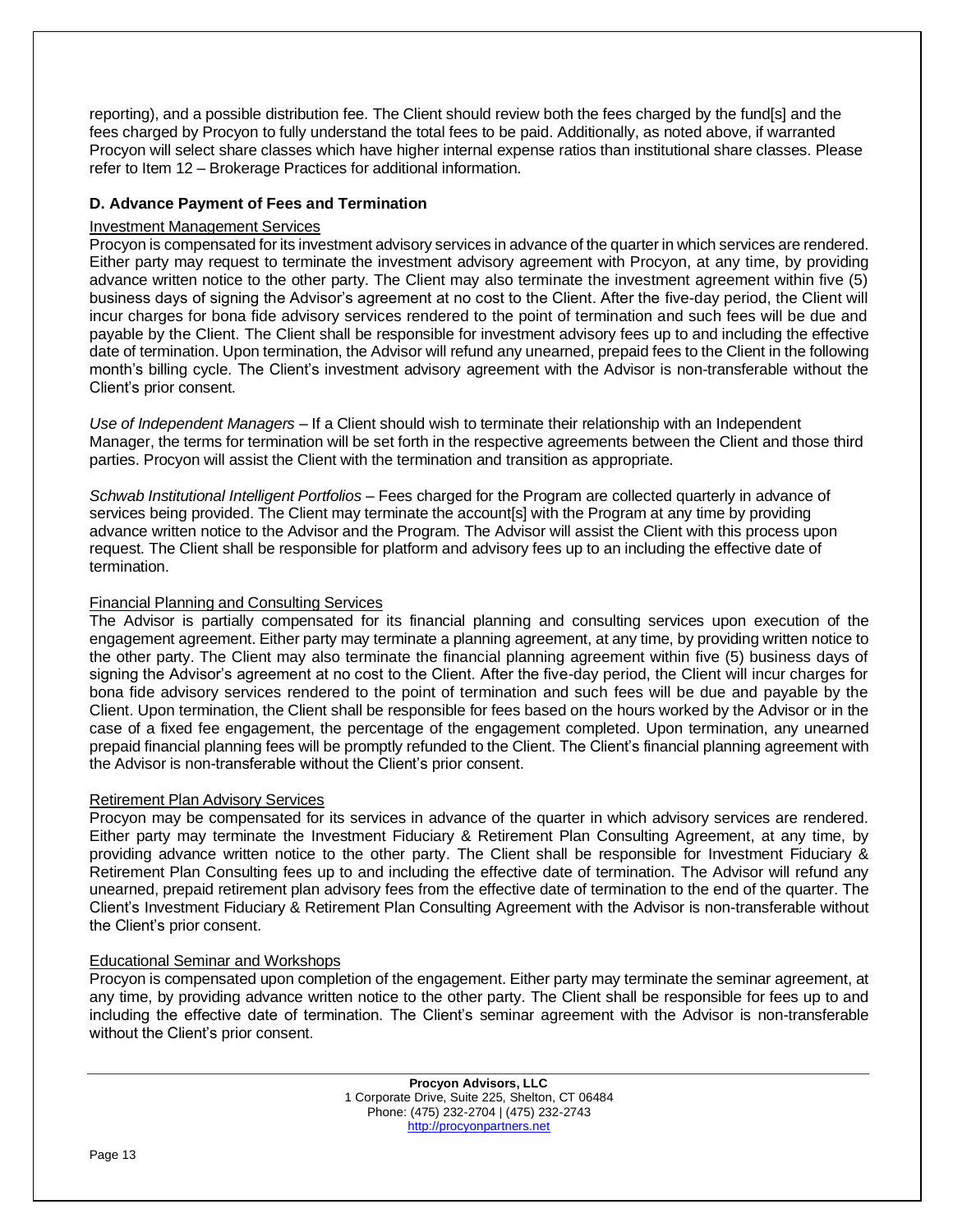reporting), and a possible distribution fee. The Client should review both the fees charged by the fund[s] and the fees charged by Procyon to fully understand the total fees to be paid. Additionally, as noted above, if warranted Procyon will select share classes which have higher internal expense ratios than institutional share classes. Please refer to Item 12 – Brokerage Practices for additional information.

### D. Advance Payment of Fees and Termination

Investment Management Services

Procyon is compensated for its investment advisory services in advance of the quarter in which services are rendered. Either party may request to terminate the investment advisory agreement with Procyon, at any time, by providing advance written notice to the other party. The Client may also terminate the investment agreement within five (5) business days of signing the Advisor's agreement at no cost to the Client. After the five-day period, the Client will incur charges for bona fide advisory services rendered to the point of termination and such fees will be due and payable by the Client. The Client shall be responsible for investment advisory fees up to and including the effective date of termination. Upon termination, the Advisor will refund any unearned, prepaid fees to the Client in the following month's billing cycle. The Client's investment advisory agreement with the Advisor is non-transferable without the Client's prior consent.

*Use of Independent Managers* – If a Client should wish to terminate their relationship with an Independent Manager, the terms for termination will be set forth in the respective agreements between the Client and those third parties. Procyon will assist the Client with the termination and transition as appropriate.

*Schwab Institutional Intelligent Portfolios* – Fees charged for the Program are collected quarterly in advance of services being provided. The Client may terminate the account[s] with the Program at any time by providing advance written notice to the Advisor and the Program. The Advisor will assist the Client with this process upon request. The Client shall be responsible for platform and advisory fees up to an including the effective date of termination.

Financial Planning and Consulting Services

The Advisor is partially compensated for its financial planning and consulting services upon execution of the engagement agreement. Either party may terminate a planning agreement, at any time, by providing written notice to the other party. The Client may also terminate the financial planning agreement within five (5) business days of signing the Advisor's agreement at no cost to the Client. After the five-day period, the Client will incur charges for bona fide advisory services rendered to the point of termination and such fees will be due and payable by the Client. Upon termination, the Client shall be responsible for fees based on the hours worked by the Advisor or in the case of a fixed fee engagement, the percentage of the engagement completed. Upon termination, any unearned prepaid financial planning fees will be promptly refunded to the Client. The Client's financial planning agreement with the Advisor is non-transferable without the Client's prior consent.

Retirement Plan Advisory Services

Procyon may be compensated for its services in advance of the quarter in which advisory services are rendered. Either party may terminate the Investment Fiduciary & Retirement Plan Consulting Agreement, at any time, by providing advance written notice to the other party. The Client shall be responsible for Investment Fiduciary & Retirement Plan Consulting fees up to and including the effective date of termination. The Advisor will refund any unearned, prepaid retirement plan advisory fees from the effective date of termination to the end of the quarter. The Client's Investment Fiduciary & Retirement Plan Consulting Agreement with the Advisor is non-transferable without the Client's prior consent.

Educational Seminar and Workshops

Procyon is compensated upon completion of the engagement. Either party may terminate the seminar agreement, at any time, by providing advance written notice to the other party. The Client shall be responsible for fees up to and including the effective date of termination. The Client's seminar agreement with the Advisor is non-transferable without the Client's prior consent.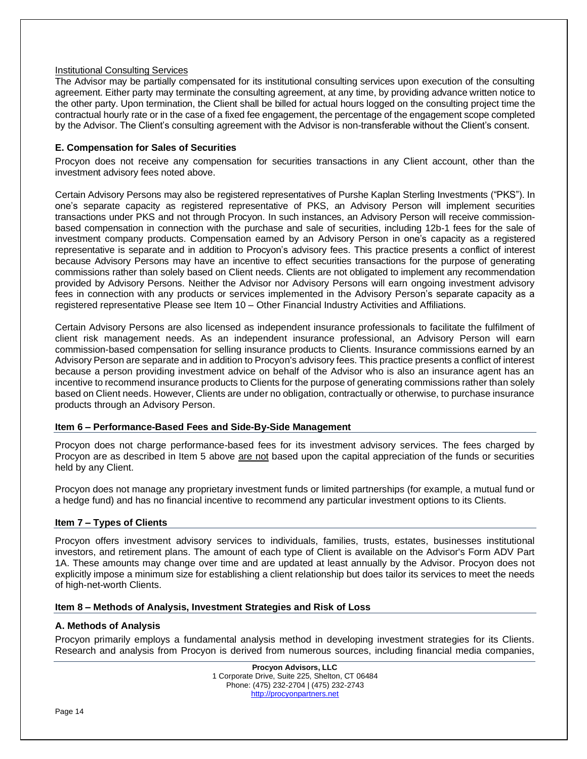Institutional Consulting Services

The Advisor may be partially compensated for its institutional consulting services upon execution of the consulting agreement. Either party may terminate the consulting agreement, at any time, by providing advance written notice to the other party. Upon termination, the Client shall be billed for actual hours logged on the consulting project time the contractual hourly rate or in the case of a fixed fee engagement, the percentage of the engagement scope completed by the Advisor. The Client's consulting agreement with the Advisor is non-transferable without the Client's consent.

### E. Compensation for Sales of Securities

Procyon does not receive any compensation for securities transactions in any Client account, other than the investment advisory fees noted above.

Certain Advisory Persons may also be registered representatives of Purshe Kaplan Sterling Investments ("PKS"). In one's separate capacity as registered representative of PKS, an Advisory Person will implement securities transactions under PKS and not through Procyon. In such instances, an Advisory Person will receive commission-based compensation in connection with the purchase and sale of securities, including 12b-1 fees for the sale of investment company products. Compensation earned by an Advisory Person in one's capacity as a registered representative is separate and in addition to Procyon's advisory fees. This practice presents a conflict of interest because Advisory Persons may have an incentive to effect securities transactions for the purpose of generating commissions rather than solely based on Client needs. Clients are not obligated to implement any recommendation provided by Advisory Persons. Neither the Advisor nor Advisory Persons will earn ongoing investment advisory fees in connection with any products or services implemented in the Advisory Person's separate capacity as a registered representative Please see Item 10 – Other Financial Industry Activities and Affiliations.

Certain Advisory Persons are also licensed as independent insurance professionals to facilitate the fulfilment of client risk management needs. As an independent insurance professional, an Advisory Person will earn commission-based compensation for selling insurance products to Clients. Insurance commissions earned by an Advisory Person are separate and in addition to Procyon's advisory fees. This practice presents a conflict of interest because a person providing investment advice on behalf of the Advisor who is also an insurance agent has an incentive to recommend insurance products to Clients for the purpose of generating commissions rather than solely based on Client needs. However, Clients are under no obligation, contractually or otherwise, to purchase insurance products through an Advisory Person.

## Item 6 – Performance-Based Fees and Side-By-Side Management

Procyon does not charge performance-based fees for its investment advisory services. The fees charged by Procyon are as described in Item 5 above are not based upon the capital appreciation of the funds or securities held by any Client.

Procyon does not manage any proprietary investment funds or limited partnerships (for example, a mutual fund or a hedge fund) and has no financial incentive to recommend any particular investment options to its Clients.

## Item 7 – Types of Clients

Procyon offers investment advisory services to individuals, families, trusts, estates, businesses institutional investors, and retirement plans. The amount of each type of Client is available on the Advisor's Form ADV Part 1A. These amounts may change over time and are updated at least annually by the Advisor. Procyon does not explicitly impose a minimum size for establishing a client relationship but does tailor its services to meet the needs of high-net-worth Clients.

## Item 8 – Methods of Analysis, Investment Strategies and Risk of Loss

### A. Methods of Analysis

Procyon primarily employs a fundamental analysis method in developing investment strategies for its Clients. Research and analysis from Procyon is derived from numerous sources, including financial media companies,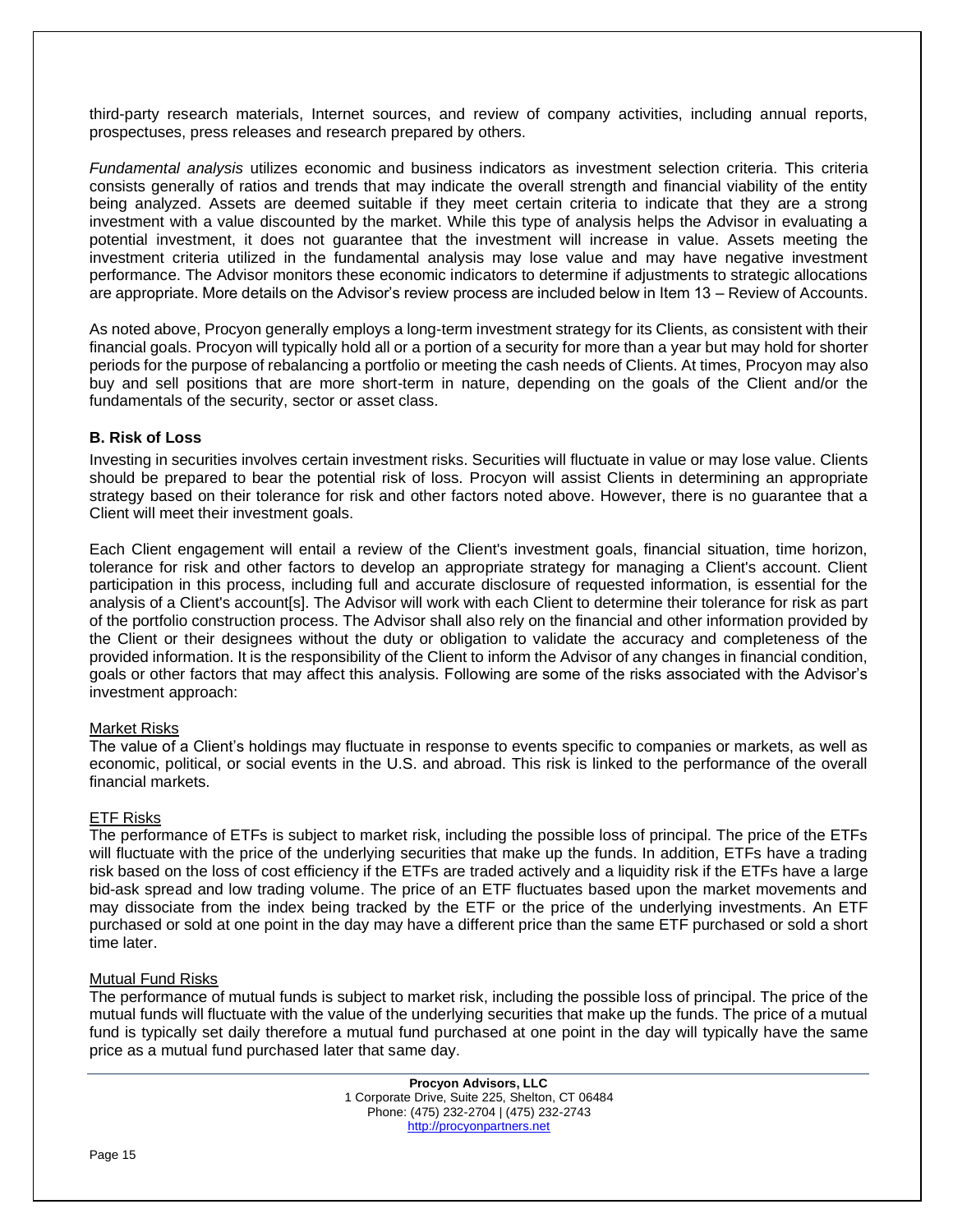third-party research materials, Internet sources, and review of company activities, including annual reports, prospectuses, press releases and research prepared by others.

*Fundamental analysis* utilizes economic and business indicators as investment selection criteria. This criteria consists generally of ratios and trends that may indicate the overall strength and financial viability of the entity being analyzed. Assets are deemed suitable if they meet certain criteria to indicate that they are a strong investment with a value discounted by the market. While this type of analysis helps the Advisor in evaluating a potential investment, it does not guarantee that the investment will increase in value. Assets meeting the investment criteria utilized in the fundamental analysis may lose value and may have negative investment performance. The Advisor monitors these economic indicators to determine if adjustments to strategic allocations are appropriate. More details on the Advisor's review process are included below in Item 13 – Review of Accounts.

As noted above, Procyon generally employs a long-term investment strategy for its Clients, as consistent with their financial goals. Procyon will typically hold all or a portion of a security for more than a year but may hold for shorter periods for the purpose of rebalancing a portfolio or meeting the cash needs of Clients. At times, Procyon may also buy and sell positions that are more short-term in nature, depending on the goals of the Client and/or the fundamentals of the security, sector or asset class.

### B. Risk of Loss

Investing in securities involves certain investment risks. Securities will fluctuate in value or may lose value. Clients should be prepared to bear the potential risk of loss. Procyon will assist Clients in determining an appropriate strategy based on their tolerance for risk and other factors noted above. However, there is no guarantee that a Client will meet their investment goals.

Each Client engagement will entail a review of the Client's investment goals, financial situation, time horizon, tolerance for risk and other factors to develop an appropriate strategy for managing a Client's account. Client participation in this process, including full and accurate disclosure of requested information, is essential for the analysis of a Client's account[s]. The Advisor will work with each Client to determine their tolerance for risk as part of the portfolio construction process. The Advisor shall also rely on the financial and other information provided by the Client or their designees without the duty or obligation to validate the accuracy and completeness of the provided information. It is the responsibility of the Client to inform the Advisor of any changes in financial condition, goals or other factors that may affect this analysis. Following are some of the risks associated with the Advisor's investment approach:

Market Risks
The value of a Client's holdings may fluctuate in response to events specific to companies or markets, as well as economic, political, or social events in the U.S. and abroad. This risk is linked to the performance of the overall financial markets.

ETF Risks
The performance of ETFs is subject to market risk, including the possible loss of principal. The price of the ETFs will fluctuate with the price of the underlying securities that make up the funds. In addition, ETFs have a trading risk based on the loss of cost efficiency if the ETFs are traded actively and a liquidity risk if the ETFs have a large bid-ask spread and low trading volume. The price of an ETF fluctuates based upon the market movements and may dissociate from the index being tracked by the ETF or the price of the underlying investments. An ETF purchased or sold at one point in the day may have a different price than the same ETF purchased or sold a short time later.

Mutual Fund Risks
The performance of mutual funds is subject to market risk, including the possible loss of principal. The price of the mutual funds will fluctuate with the value of the underlying securities that make up the funds. The price of a mutual fund is typically set daily therefore a mutual fund purchased at one point in the day will typically have the same price as a mutual fund purchased later that same day.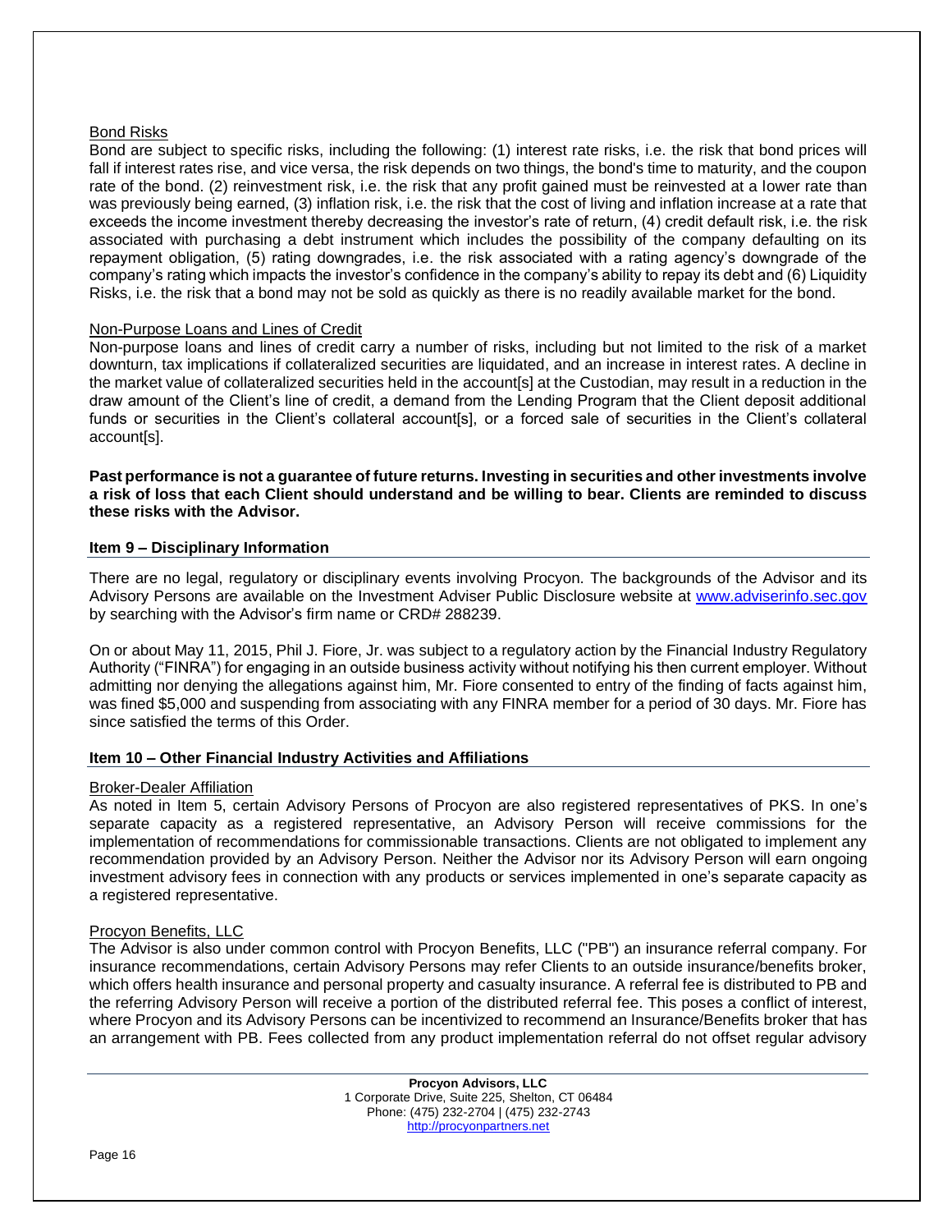Bond Risks

Bond are subject to specific risks, including the following: (1) interest rate risks, i.e. the risk that bond prices will fall if interest rates rise, and vice versa, the risk depends on two things, the bond's time to maturity, and the coupon rate of the bond. (2) reinvestment risk, i.e. the risk that any profit gained must be reinvested at a lower rate than was previously being earned, (3) inflation risk, i.e. the risk that the cost of living and inflation increase at a rate that exceeds the income investment thereby decreasing the investor's rate of return, (4) credit default risk, i.e. the risk associated with purchasing a debt instrument which includes the possibility of the company defaulting on its repayment obligation, (5) rating downgrades, i.e. the risk associated with a rating agency's downgrade of the company's rating which impacts the investor's confidence in the company's ability to repay its debt and (6) Liquidity Risks, i.e. the risk that a bond may not be sold as quickly as there is no readily available market for the bond.

Non-Purpose Loans and Lines of Credit

Non-purpose loans and lines of credit carry a number of risks, including but not limited to the risk of a market downturn, tax implications if collateralized securities are liquidated, and an increase in interest rates. A decline in the market value of collateralized securities held in the account[s] at the Custodian, may result in a reduction in the draw amount of the Client's line of credit, a demand from the Lending Program that the Client deposit additional funds or securities in the Client's collateral account[s], or a forced sale of securities in the Client's collateral account[s].

**Past performance is not a guarantee of future returns. Investing in securities and other investments involve a risk of loss that each Client should understand and be willing to bear. Clients are reminded to discuss these risks with the Advisor.**

## Item 9 – Disciplinary Information

There are no legal, regulatory or disciplinary events involving Procyon. The backgrounds of the Advisor and its Advisory Persons are available on the Investment Adviser Public Disclosure website at www.adviserinfo.sec.gov by searching with the Advisor's firm name or CRD# 288239.

On or about May 11, 2015, Phil J. Fiore, Jr. was subject to a regulatory action by the Financial Industry Regulatory Authority ("FINRA") for engaging in an outside business activity without notifying his then current employer. Without admitting nor denying the allegations against him, Mr. Fiore consented to entry of the finding of facts against him, was fined $5,000 and suspending from associating with any FINRA member for a period of 30 days. Mr. Fiore has since satisfied the terms of this Order.

## Item 10 – Other Financial Industry Activities and Affiliations

Broker-Dealer Affiliation

As noted in Item 5, certain Advisory Persons of Procyon are also registered representatives of PKS. In one's separate capacity as a registered representative, an Advisory Person will receive commissions for the implementation of recommendations for commissionable transactions. Clients are not obligated to implement any recommendation provided by an Advisory Person. Neither the Advisor nor its Advisory Person will earn ongoing investment advisory fees in connection with any products or services implemented in one's separate capacity as a registered representative.

Procyon Benefits, LLC

The Advisor is also under common control with Procyon Benefits, LLC ("PB") an insurance referral company. For insurance recommendations, certain Advisory Persons may refer Clients to an outside insurance/benefits broker, which offers health insurance and personal property and casualty insurance. A referral fee is distributed to PB and the referring Advisory Person will receive a portion of the distributed referral fee. This poses a conflict of interest, where Procyon and its Advisory Persons can be incentivized to recommend an Insurance/Benefits broker that has an arrangement with PB. Fees collected from any product implementation referral do not offset regular advisory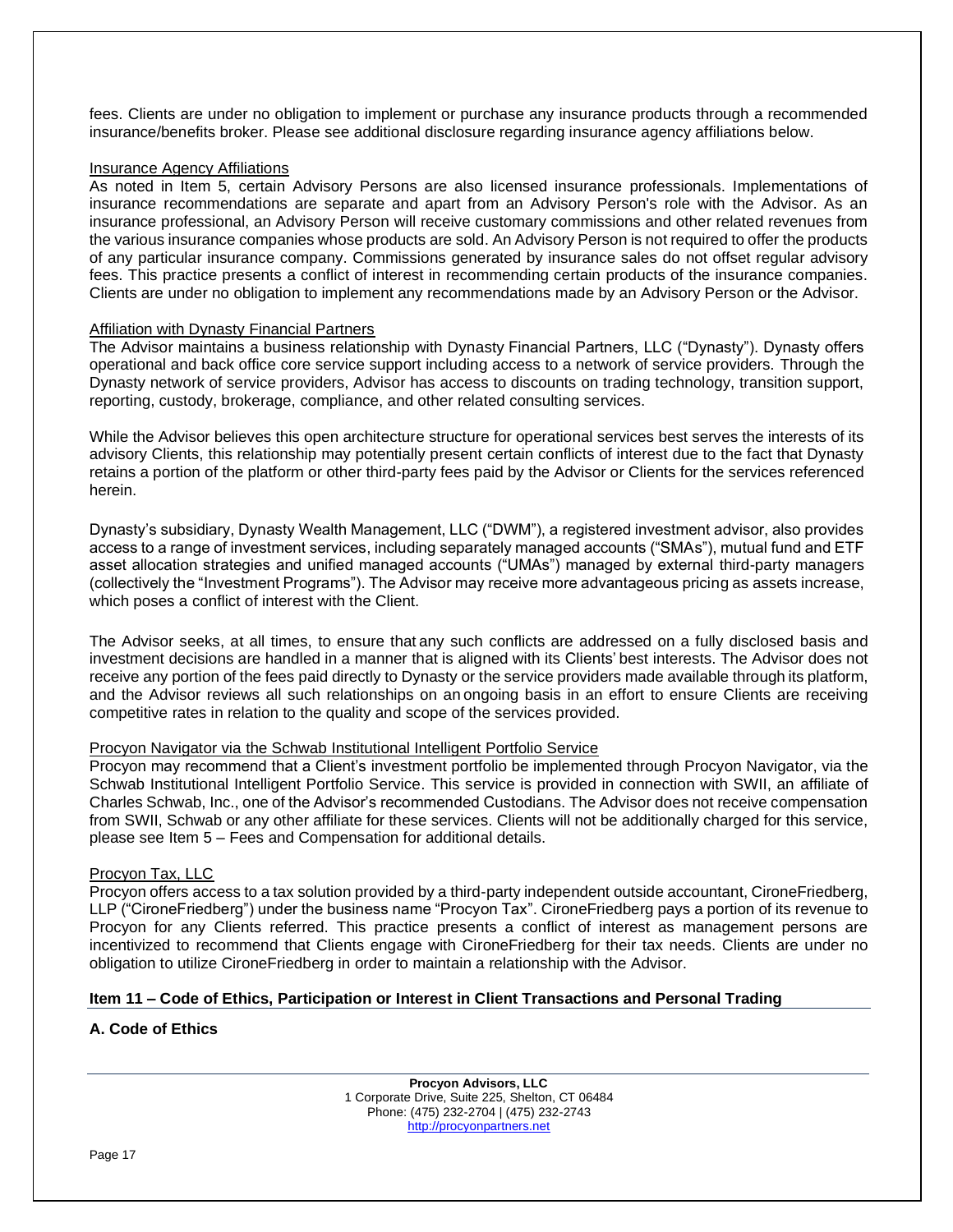fees. Clients are under no obligation to implement or purchase any insurance products through a recommended insurance/benefits broker. Please see additional disclosure regarding insurance agency affiliations below.

Insurance Agency Affiliations

As noted in Item 5, certain Advisory Persons are also licensed insurance professionals. Implementations of insurance recommendations are separate and apart from an Advisory Person's role with the Advisor. As an insurance professional, an Advisory Person will receive customary commissions and other related revenues from the various insurance companies whose products are sold. An Advisory Person is not required to offer the products of any particular insurance company. Commissions generated by insurance sales do not offset regular advisory fees. This practice presents a conflict of interest in recommending certain products of the insurance companies. Clients are under no obligation to implement any recommendations made by an Advisory Person or the Advisor.

Affiliation with Dynasty Financial Partners

The Advisor maintains a business relationship with Dynasty Financial Partners, LLC ("Dynasty"). Dynasty offers operational and back office core service support including access to a network of service providers. Through the Dynasty network of service providers, Advisor has access to discounts on trading technology, transition support, reporting, custody, brokerage, compliance, and other related consulting services.

While the Advisor believes this open architecture structure for operational services best serves the interests of its advisory Clients, this relationship may potentially present certain conflicts of interest due to the fact that Dynasty retains a portion of the platform or other third-party fees paid by the Advisor or Clients for the services referenced herein.

Dynasty's subsidiary, Dynasty Wealth Management, LLC ("DWM"), a registered investment advisor, also provides access to a range of investment services, including separately managed accounts ("SMAs"), mutual fund and ETF asset allocation strategies and unified managed accounts ("UMAs") managed by external third-party managers (collectively the "Investment Programs"). The Advisor may receive more advantageous pricing as assets increase, which poses a conflict of interest with the Client.

The Advisor seeks, at all times, to ensure that any such conflicts are addressed on a fully disclosed basis and investment decisions are handled in a manner that is aligned with its Clients' best interests. The Advisor does not receive any portion of the fees paid directly to Dynasty or the service providers made available through its platform, and the Advisor reviews all such relationships on an ongoing basis in an effort to ensure Clients are receiving competitive rates in relation to the quality and scope of the services provided.

Procyon Navigator via the Schwab Institutional Intelligent Portfolio Service

Procyon may recommend that a Client's investment portfolio be implemented through Procyon Navigator, via the Schwab Institutional Intelligent Portfolio Service. This service is provided in connection with SWII, an affiliate of Charles Schwab, Inc., one of the Advisor's recommended Custodians. The Advisor does not receive compensation from SWII, Schwab or any other affiliate for these services. Clients will not be additionally charged for this service, please see Item 5 – Fees and Compensation for additional details.

Procyon Tax, LLC

Procyon offers access to a tax solution provided by a third-party independent outside accountant, CironeFriedberg, LLP ("CironeFriedberg") under the business name "Procyon Tax". CironeFriedberg pays a portion of its revenue to Procyon for any Clients referred. This practice presents a conflict of interest as management persons are incentivized to recommend that Clients engage with CironeFriedberg for their tax needs. Clients are under no obligation to utilize CironeFriedberg in order to maintain a relationship with the Advisor.

## Item 11 – Code of Ethics, Participation or Interest in Client Transactions and Personal Trading

### A. Code of Ethics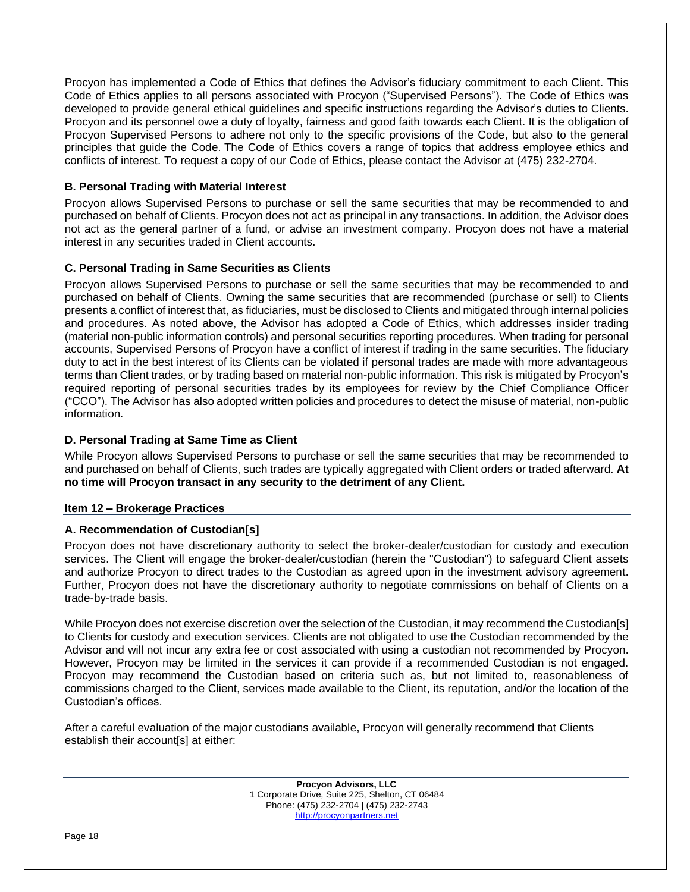Procyon has implemented a Code of Ethics that defines the Advisor's fiduciary commitment to each Client. This Code of Ethics applies to all persons associated with Procyon ("Supervised Persons"). The Code of Ethics was developed to provide general ethical guidelines and specific instructions regarding the Advisor's duties to Clients. Procyon and its personnel owe a duty of loyalty, fairness and good faith towards each Client. It is the obligation of Procyon Supervised Persons to adhere not only to the specific provisions of the Code, but also to the general principles that guide the Code. The Code of Ethics covers a range of topics that address employee ethics and conflicts of interest. To request a copy of our Code of Ethics, please contact the Advisor at (475) 232-2704.

### B. Personal Trading with Material Interest

Procyon allows Supervised Persons to purchase or sell the same securities that may be recommended to and purchased on behalf of Clients. Procyon does not act as principal in any transactions. In addition, the Advisor does not act as the general partner of a fund, or advise an investment company. Procyon does not have a material interest in any securities traded in Client accounts.

### C. Personal Trading in Same Securities as Clients

Procyon allows Supervised Persons to purchase or sell the same securities that may be recommended to and purchased on behalf of Clients. Owning the same securities that are recommended (purchase or sell) to Clients presents a conflict of interest that, as fiduciaries, must be disclosed to Clients and mitigated through internal policies and procedures. As noted above, the Advisor has adopted a Code of Ethics, which addresses insider trading (material non-public information controls) and personal securities reporting procedures. When trading for personal accounts, Supervised Persons of Procyon have a conflict of interest if trading in the same securities. The fiduciary duty to act in the best interest of its Clients can be violated if personal trades are made with more advantageous terms than Client trades, or by trading based on material non-public information. This risk is mitigated by Procyon's required reporting of personal securities trades by its employees for review by the Chief Compliance Officer ("CCO"). The Advisor has also adopted written policies and procedures to detect the misuse of material, non-public information.

### D. Personal Trading at Same Time as Client

While Procyon allows Supervised Persons to purchase or sell the same securities that may be recommended to and purchased on behalf of Clients, such trades are typically aggregated with Client orders or traded afterward. **At no time will Procyon transact in any security to the detriment of any Client.**

## Item 12 – Brokerage Practices

### A. Recommendation of Custodian[s]

Procyon does not have discretionary authority to select the broker-dealer/custodian for custody and execution services. The Client will engage the broker-dealer/custodian (herein the "Custodian") to safeguard Client assets and authorize Procyon to direct trades to the Custodian as agreed upon in the investment advisory agreement. Further, Procyon does not have the discretionary authority to negotiate commissions on behalf of Clients on a trade-by-trade basis.

While Procyon does not exercise discretion over the selection of the Custodian, it may recommend the Custodian[s] to Clients for custody and execution services. Clients are not obligated to use the Custodian recommended by the Advisor and will not incur any extra fee or cost associated with using a custodian not recommended by Procyon. However, Procyon may be limited in the services it can provide if a recommended Custodian is not engaged. Procyon may recommend the Custodian based on criteria such as, but not limited to, reasonableness of commissions charged to the Client, services made available to the Client, its reputation, and/or the location of the Custodian's offices.

After a careful evaluation of the major custodians available, Procyon will generally recommend that Clients establish their account[s] at either: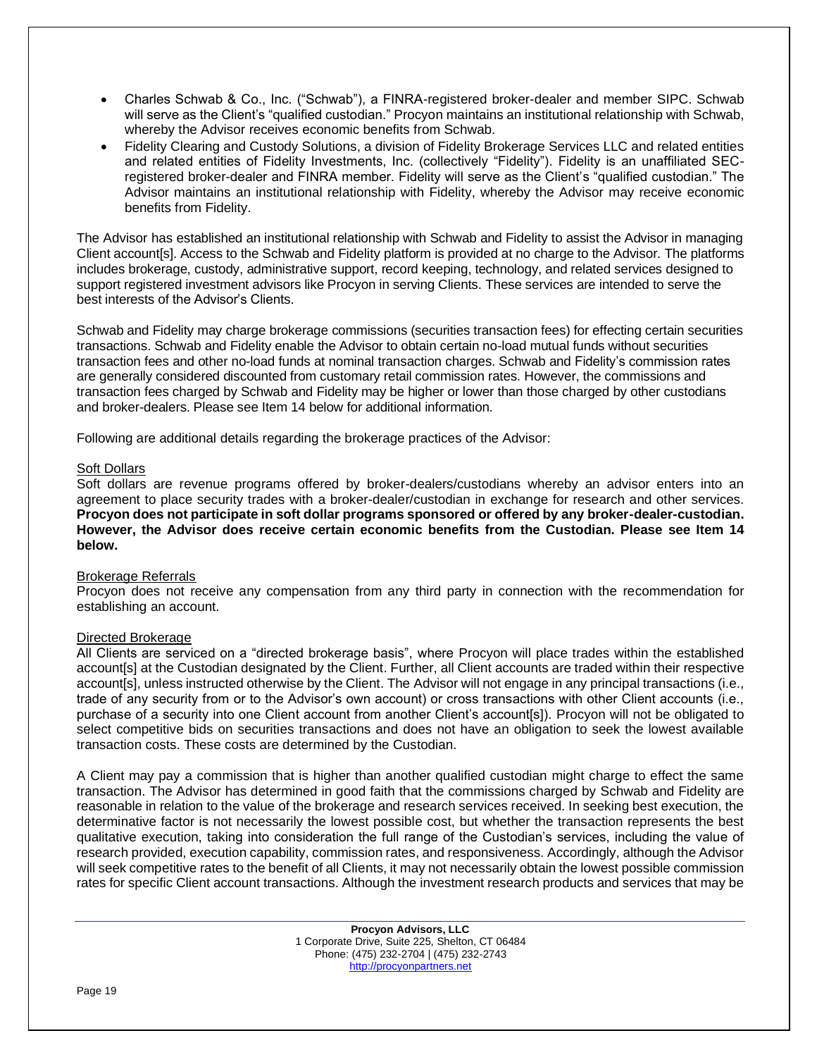- Charles Schwab & Co., Inc. ("Schwab"), a FINRA-registered broker-dealer and member SIPC. Schwab will serve as the Client's "qualified custodian." Procyon maintains an institutional relationship with Schwab, whereby the Advisor receives economic benefits from Schwab.
- Fidelity Clearing and Custody Solutions, a division of Fidelity Brokerage Services LLC and related entities and related entities of Fidelity Investments, Inc. (collectively "Fidelity"). Fidelity is an unaffiliated SEC-registered broker-dealer and FINRA member. Fidelity will serve as the Client's "qualified custodian." The Advisor maintains an institutional relationship with Fidelity, whereby the Advisor may receive economic benefits from Fidelity.

The Advisor has established an institutional relationship with Schwab and Fidelity to assist the Advisor in managing Client account[s]. Access to the Schwab and Fidelity platform is provided at no charge to the Advisor. The platforms includes brokerage, custody, administrative support, record keeping, technology, and related services designed to support registered investment advisors like Procyon in serving Clients. These services are intended to serve the best interests of the Advisor's Clients.

Schwab and Fidelity may charge brokerage commissions (securities transaction fees) for effecting certain securities transactions. Schwab and Fidelity enable the Advisor to obtain certain no-load mutual funds without securities transaction fees and other no-load funds at nominal transaction charges. Schwab and Fidelity's commission rates are generally considered discounted from customary retail commission rates. However, the commissions and transaction fees charged by Schwab and Fidelity may be higher or lower than those charged by other custodians and broker-dealers. Please see Item 14 below for additional information.

Following are additional details regarding the brokerage practices of the Advisor:

Soft Dollars

Soft dollars are revenue programs offered by broker-dealers/custodians whereby an advisor enters into an agreement to place security trades with a broker-dealer/custodian in exchange for research and other services. **Procyon does not participate in soft dollar programs sponsored or offered by any broker-dealer-custodian. However, the Advisor does receive certain economic benefits from the Custodian. Please see Item 14 below.**

Brokerage Referrals

Procyon does not receive any compensation from any third party in connection with the recommendation for establishing an account.

Directed Brokerage

All Clients are serviced on a "directed brokerage basis", where Procyon will place trades within the established account[s] at the Custodian designated by the Client. Further, all Client accounts are traded within their respective account[s], unless instructed otherwise by the Client. The Advisor will not engage in any principal transactions (i.e., trade of any security from or to the Advisor's own account) or cross transactions with other Client accounts (i.e., purchase of a security into one Client account from another Client's account[s]). Procyon will not be obligated to select competitive bids on securities transactions and does not have an obligation to seek the lowest available transaction costs. These costs are determined by the Custodian.

A Client may pay a commission that is higher than another qualified custodian might charge to effect the same transaction. The Advisor has determined in good faith that the commissions charged by Schwab and Fidelity are reasonable in relation to the value of the brokerage and research services received. In seeking best execution, the determinative factor is not necessarily the lowest possible cost, but whether the transaction represents the best qualitative execution, taking into consideration the full range of the Custodian's services, including the value of research provided, execution capability, commission rates, and responsiveness. Accordingly, although the Advisor will seek competitive rates to the benefit of all Clients, it may not necessarily obtain the lowest possible commission rates for specific Client account transactions. Although the investment research products and services that may be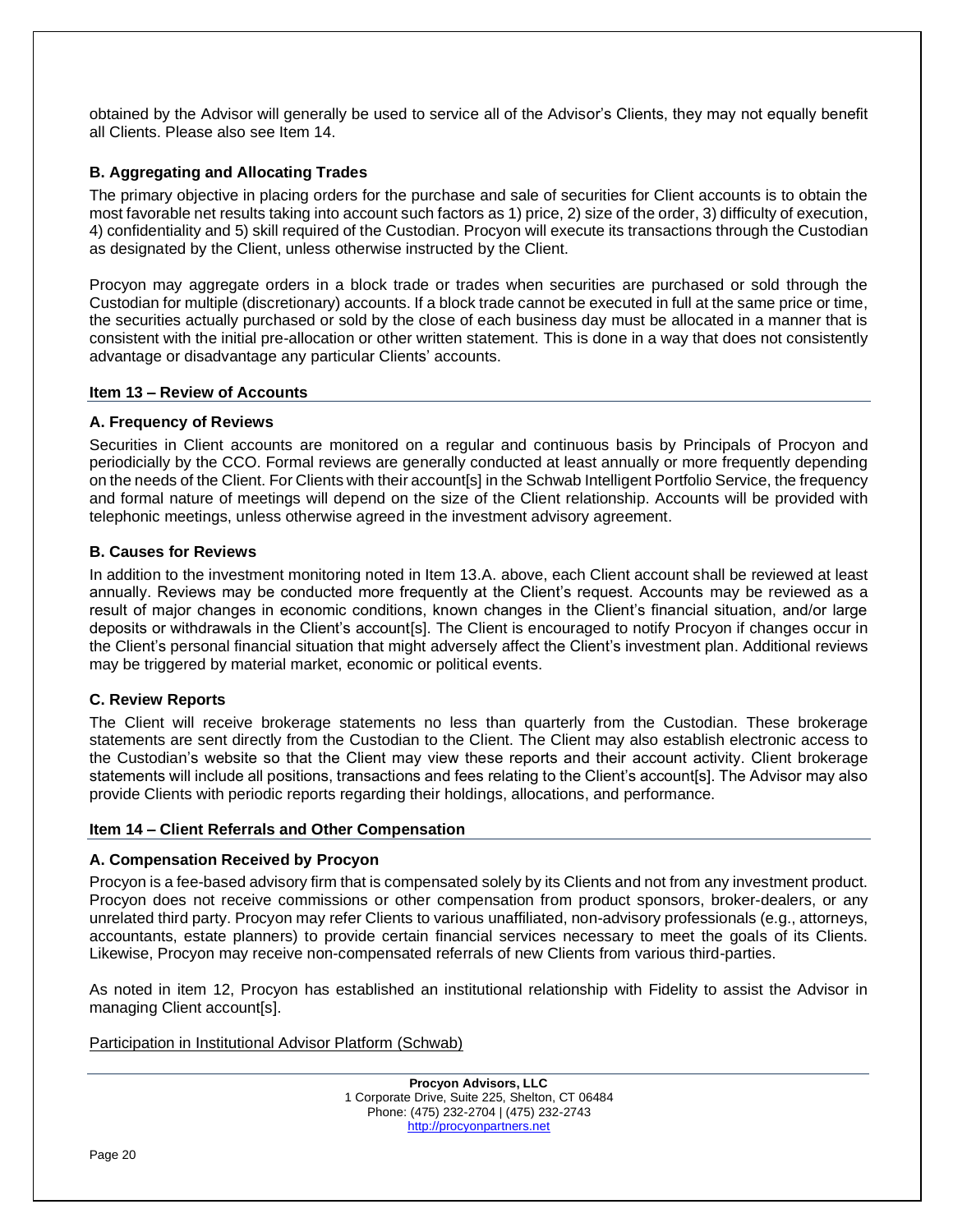obtained by the Advisor will generally be used to service all of the Advisor's Clients, they may not equally benefit all Clients. Please also see Item 14.

### B. Aggregating and Allocating Trades

The primary objective in placing orders for the purchase and sale of securities for Client accounts is to obtain the most favorable net results taking into account such factors as 1) price, 2) size of the order, 3) difficulty of execution, 4) confidentiality and 5) skill required of the Custodian. Procyon will execute its transactions through the Custodian as designated by the Client, unless otherwise instructed by the Client.

Procyon may aggregate orders in a block trade or trades when securities are purchased or sold through the Custodian for multiple (discretionary) accounts. If a block trade cannot be executed in full at the same price or time, the securities actually purchased or sold by the close of each business day must be allocated in a manner that is consistent with the initial pre-allocation or other written statement. This is done in a way that does not consistently advantage or disadvantage any particular Clients' accounts.

## Item 13 – Review of Accounts

### A. Frequency of Reviews

Securities in Client accounts are monitored on a regular and continuous basis by Principals of Procyon and periodicially by the CCO. Formal reviews are generally conducted at least annually or more frequently depending on the needs of the Client. For Clients with their account[s] in the Schwab Intelligent Portfolio Service, the frequency and formal nature of meetings will depend on the size of the Client relationship. Accounts will be provided with telephonic meetings, unless otherwise agreed in the investment advisory agreement.

### B. Causes for Reviews

In addition to the investment monitoring noted in Item 13.A. above, each Client account shall be reviewed at least annually. Reviews may be conducted more frequently at the Client's request. Accounts may be reviewed as a result of major changes in economic conditions, known changes in the Client's financial situation, and/or large deposits or withdrawals in the Client's account[s]. The Client is encouraged to notify Procyon if changes occur in the Client's personal financial situation that might adversely affect the Client's investment plan. Additional reviews may be triggered by material market, economic or political events.

### C. Review Reports

The Client will receive brokerage statements no less than quarterly from the Custodian. These brokerage statements are sent directly from the Custodian to the Client. The Client may also establish electronic access to the Custodian's website so that the Client may view these reports and their account activity. Client brokerage statements will include all positions, transactions and fees relating to the Client's account[s]. The Advisor may also provide Clients with periodic reports regarding their holdings, allocations, and performance.

## Item 14 – Client Referrals and Other Compensation

### A. Compensation Received by Procyon

Procyon is a fee-based advisory firm that is compensated solely by its Clients and not from any investment product. Procyon does not receive commissions or other compensation from product sponsors, broker-dealers, or any unrelated third party. Procyon may refer Clients to various unaffiliated, non-advisory professionals (e.g., attorneys, accountants, estate planners) to provide certain financial services necessary to meet the goals of its Clients. Likewise, Procyon may receive non-compensated referrals of new Clients from various third-parties.

As noted in item 12, Procyon has established an institutional relationship with Fidelity to assist the Advisor in managing Client account[s].

Participation in Institutional Advisor Platform (Schwab)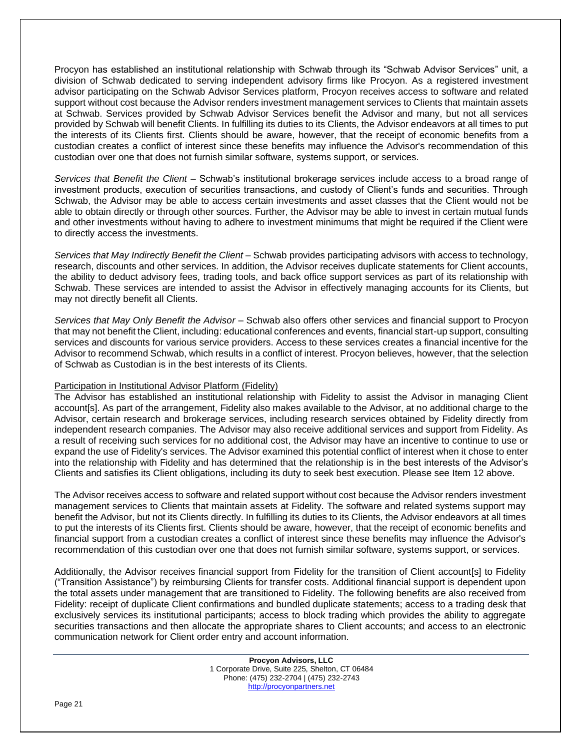Procyon has established an institutional relationship with Schwab through its "Schwab Advisor Services" unit, a division of Schwab dedicated to serving independent advisory firms like Procyon. As a registered investment advisor participating on the Schwab Advisor Services platform, Procyon receives access to software and related support without cost because the Advisor renders investment management services to Clients that maintain assets at Schwab. Services provided by Schwab Advisor Services benefit the Advisor and many, but not all services provided by Schwab will benefit Clients. In fulfilling its duties to its Clients, the Advisor endeavors at all times to put the interests of its Clients first. Clients should be aware, however, that the receipt of economic benefits from a custodian creates a conflict of interest since these benefits may influence the Advisor's recommendation of this custodian over one that does not furnish similar software, systems support, or services.

*Services that Benefit the Client* – Schwab's institutional brokerage services include access to a broad range of investment products, execution of securities transactions, and custody of Client's funds and securities. Through Schwab, the Advisor may be able to access certain investments and asset classes that the Client would not be able to obtain directly or through other sources. Further, the Advisor may be able to invest in certain mutual funds and other investments without having to adhere to investment minimums that might be required if the Client were to directly access the investments.

*Services that May Indirectly Benefit the Client* – Schwab provides participating advisors with access to technology, research, discounts and other services. In addition, the Advisor receives duplicate statements for Client accounts, the ability to deduct advisory fees, trading tools, and back office support services as part of its relationship with Schwab. These services are intended to assist the Advisor in effectively managing accounts for its Clients, but may not directly benefit all Clients.

*Services that May Only Benefit the Advisor* – Schwab also offers other services and financial support to Procyon that may not benefit the Client, including: educational conferences and events, financial start-up support, consulting services and discounts for various service providers. Access to these services creates a financial incentive for the Advisor to recommend Schwab, which results in a conflict of interest. Procyon believes, however, that the selection of Schwab as Custodian is in the best interests of its Clients.

Participation in Institutional Advisor Platform (Fidelity)

The Advisor has established an institutional relationship with Fidelity to assist the Advisor in managing Client account[s]. As part of the arrangement, Fidelity also makes available to the Advisor, at no additional charge to the Advisor, certain research and brokerage services, including research services obtained by Fidelity directly from independent research companies. The Advisor may also receive additional services and support from Fidelity. As a result of receiving such services for no additional cost, the Advisor may have an incentive to continue to use or expand the use of Fidelity's services. The Advisor examined this potential conflict of interest when it chose to enter into the relationship with Fidelity and has determined that the relationship is in the best interests of the Advisor's Clients and satisfies its Client obligations, including its duty to seek best execution. Please see Item 12 above.

The Advisor receives access to software and related support without cost because the Advisor renders investment management services to Clients that maintain assets at Fidelity. The software and related systems support may benefit the Advisor, but not its Clients directly. In fulfilling its duties to its Clients, the Advisor endeavors at all times to put the interests of its Clients first. Clients should be aware, however, that the receipt of economic benefits and financial support from a custodian creates a conflict of interest since these benefits may influence the Advisor's recommendation of this custodian over one that does not furnish similar software, systems support, or services.

Additionally, the Advisor receives financial support from Fidelity for the transition of Client account[s] to Fidelity ("Transition Assistance") by reimbursing Clients for transfer costs. Additional financial support is dependent upon the total assets under management that are transitioned to Fidelity. The following benefits are also received from Fidelity: receipt of duplicate Client confirmations and bundled duplicate statements; access to a trading desk that exclusively services its institutional participants; access to block trading which provides the ability to aggregate securities transactions and then allocate the appropriate shares to Client accounts; and access to an electronic communication network for Client order entry and account information.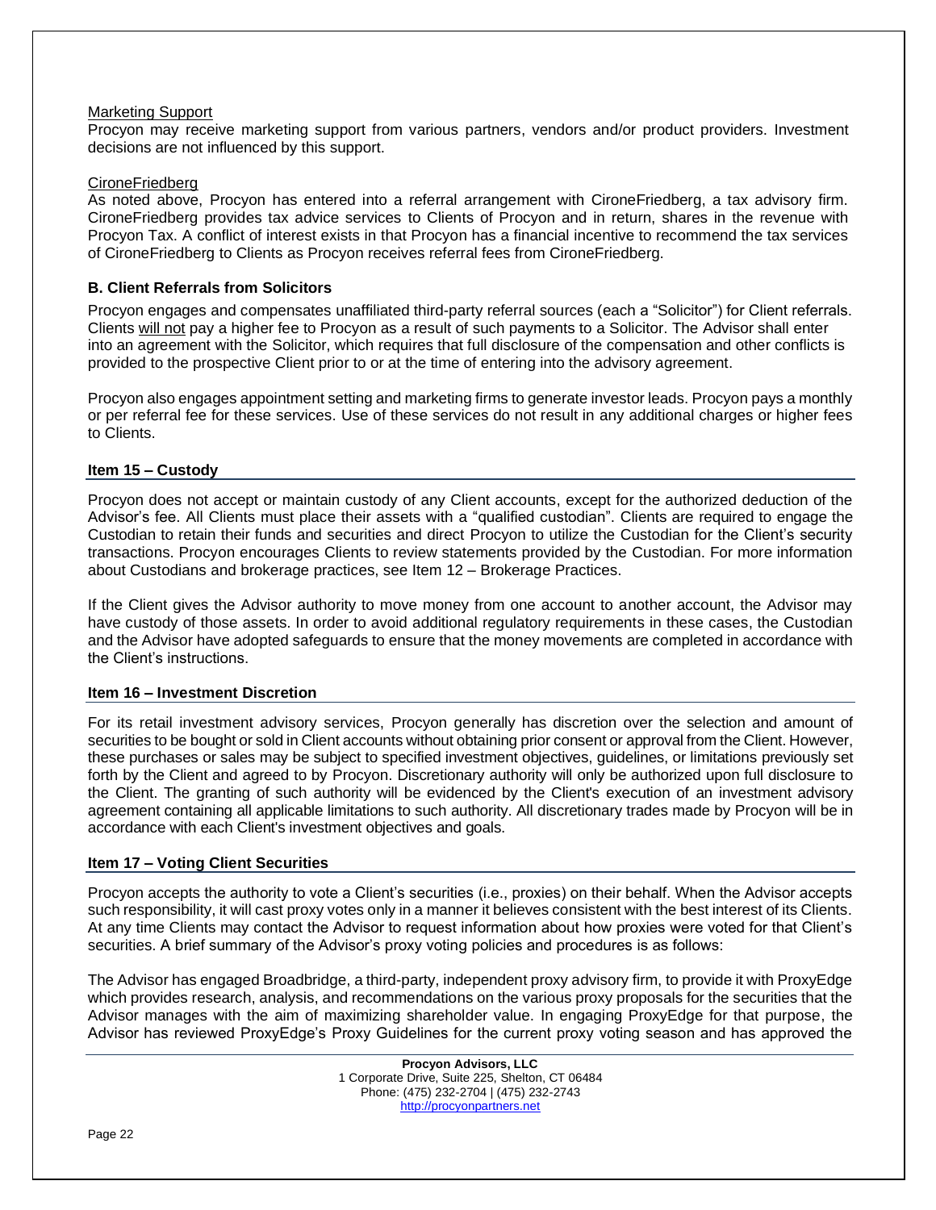Marketing Support

Procyon may receive marketing support from various partners, vendors and/or product providers. Investment decisions are not influenced by this support.

CironeFriedberg

As noted above, Procyon has entered into a referral arrangement with CironeFriedberg, a tax advisory firm. CironeFriedberg provides tax advice services to Clients of Procyon and in return, shares in the revenue with Procyon Tax. A conflict of interest exists in that Procyon has a financial incentive to recommend the tax services of CironeFriedberg to Clients as Procyon receives referral fees from CironeFriedberg.

**B. Client Referrals from Solicitors**

Procyon engages and compensates unaffiliated third-party referral sources (each a "Solicitor") for Client referrals. Clients will not pay a higher fee to Procyon as a result of such payments to a Solicitor. The Advisor shall enter into an agreement with the Solicitor, which requires that full disclosure of the compensation and other conflicts is provided to the prospective Client prior to or at the time of entering into the advisory agreement.

Procyon also engages appointment setting and marketing firms to generate investor leads. Procyon pays a monthly or per referral fee for these services. Use of these services do not result in any additional charges or higher fees to Clients.

## Item 15 – Custody

Procyon does not accept or maintain custody of any Client accounts, except for the authorized deduction of the Advisor's fee. All Clients must place their assets with a "qualified custodian". Clients are required to engage the Custodian to retain their funds and securities and direct Procyon to utilize the Custodian for the Client's security transactions. Procyon encourages Clients to review statements provided by the Custodian. For more information about Custodians and brokerage practices, see Item 12 – Brokerage Practices.

If the Client gives the Advisor authority to move money from one account to another account, the Advisor may have custody of those assets. In order to avoid additional regulatory requirements in these cases, the Custodian and the Advisor have adopted safeguards to ensure that the money movements are completed in accordance with the Client's instructions.

## Item 16 – Investment Discretion

For its retail investment advisory services, Procyon generally has discretion over the selection and amount of securities to be bought or sold in Client accounts without obtaining prior consent or approval from the Client. However, these purchases or sales may be subject to specified investment objectives, guidelines, or limitations previously set forth by the Client and agreed to by Procyon. Discretionary authority will only be authorized upon full disclosure to the Client. The granting of such authority will be evidenced by the Client's execution of an investment advisory agreement containing all applicable limitations to such authority. All discretionary trades made by Procyon will be in accordance with each Client's investment objectives and goals.

## Item 17 – Voting Client Securities

Procyon accepts the authority to vote a Client's securities (i.e., proxies) on their behalf. When the Advisor accepts such responsibility, it will cast proxy votes only in a manner it believes consistent with the best interest of its Clients. At any time Clients may contact the Advisor to request information about how proxies were voted for that Client's securities. A brief summary of the Advisor's proxy voting policies and procedures is as follows:

The Advisor has engaged Broadbridge, a third-party, independent proxy advisory firm, to provide it with ProxyEdge which provides research, analysis, and recommendations on the various proxy proposals for the securities that the Advisor manages with the aim of maximizing shareholder value. In engaging ProxyEdge for that purpose, the Advisor has reviewed ProxyEdge's Proxy Guidelines for the current proxy voting season and has approved the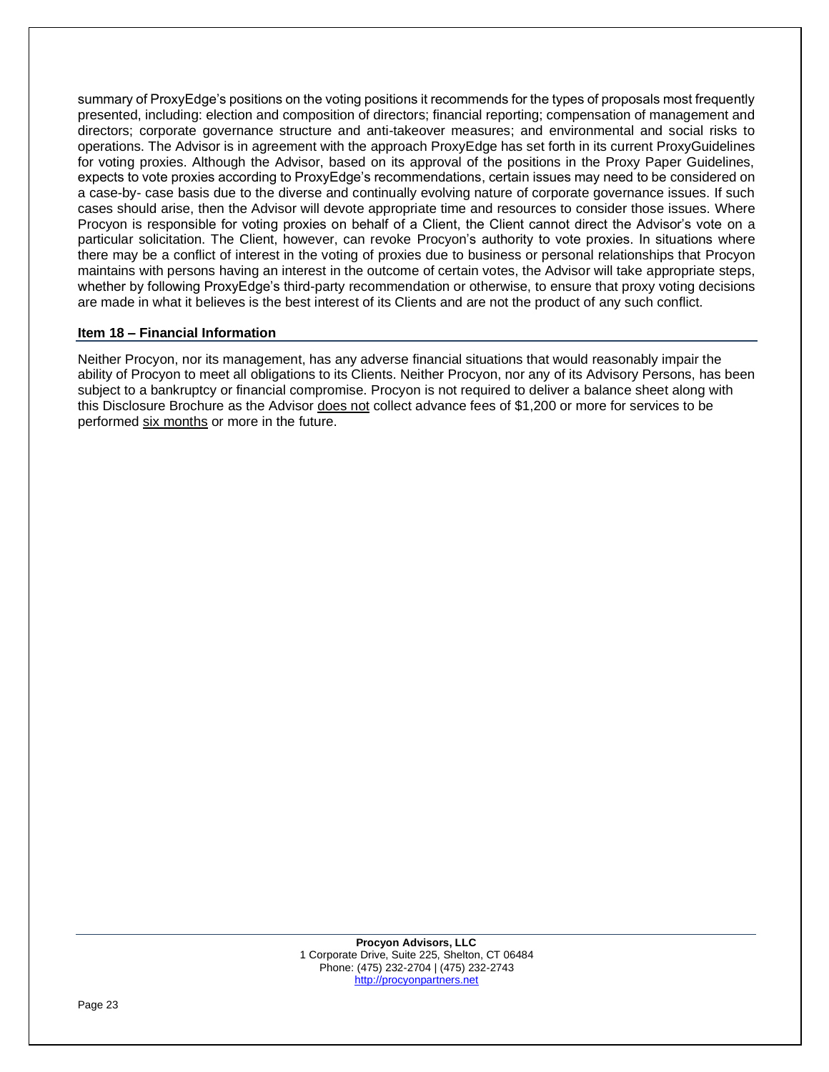summary of ProxyEdge's positions on the voting positions it recommends for the types of proposals most frequently presented, including: election and composition of directors; financial reporting; compensation of management and directors; corporate governance structure and anti-takeover measures; and environmental and social risks to operations. The Advisor is in agreement with the approach ProxyEdge has set forth in its current ProxyGuidelines for voting proxies. Although the Advisor, based on its approval of the positions in the Proxy Paper Guidelines, expects to vote proxies according to ProxyEdge's recommendations, certain issues may need to be considered on a case-by- case basis due to the diverse and continually evolving nature of corporate governance issues. If such cases should arise, then the Advisor will devote appropriate time and resources to consider those issues. Where Procyon is responsible for voting proxies on behalf of a Client, the Client cannot direct the Advisor's vote on a particular solicitation. The Client, however, can revoke Procyon's authority to vote proxies. In situations where there may be a conflict of interest in the voting of proxies due to business or personal relationships that Procyon maintains with persons having an interest in the outcome of certain votes, the Advisor will take appropriate steps, whether by following ProxyEdge's third-party recommendation or otherwise, to ensure that proxy voting decisions are made in what it believes is the best interest of its Clients and are not the product of any such conflict.

## Item 18 – Financial Information

Neither Procyon, nor its management, has any adverse financial situations that would reasonably impair the ability of Procyon to meet all obligations to its Clients. Neither Procyon, nor any of its Advisory Persons, has been subject to a bankruptcy or financial compromise. Procyon is not required to deliver a balance sheet along with this Disclosure Brochure as the Advisor does not collect advance fees of $1,200 or more for services to be performed six months or more in the future.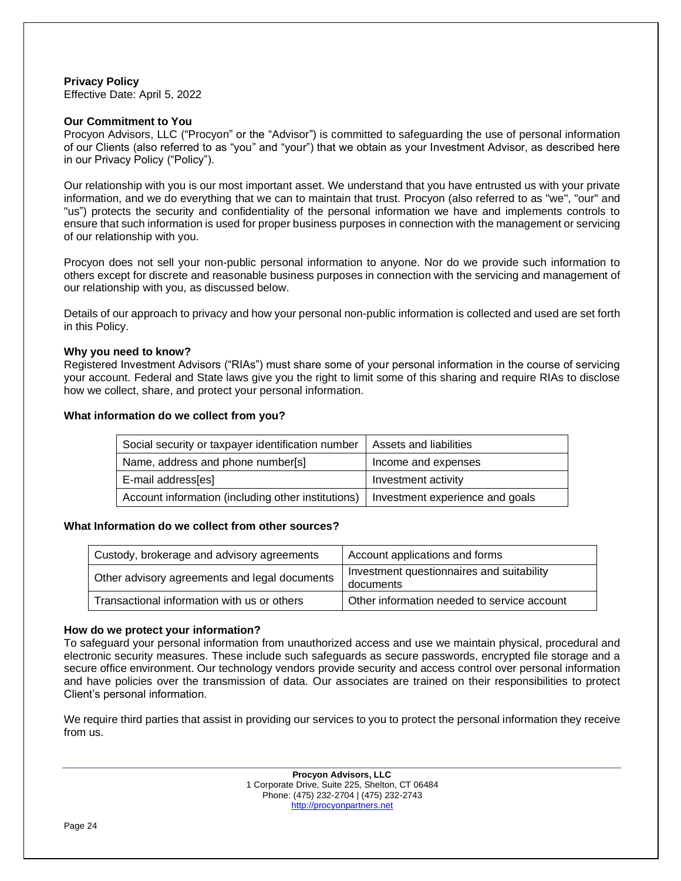**Privacy Policy**

Effective Date: April 5, 2022

**Our Commitment to You**

Procyon Advisors, LLC ("Procyon" or the "Advisor") is committed to safeguarding the use of personal information of our Clients (also referred to as "you" and "your") that we obtain as your Investment Advisor, as described here in our Privacy Policy ("Policy").

Our relationship with you is our most important asset. We understand that you have entrusted us with your private information, and we do everything that we can to maintain that trust. Procyon (also referred to as "we", "our" and "us") protects the security and confidentiality of the personal information we have and implements controls to ensure that such information is used for proper business purposes in connection with the management or servicing of our relationship with you.

Procyon does not sell your non-public personal information to anyone. Nor do we provide such information to others except for discrete and reasonable business purposes in connection with the servicing and management of our relationship with you, as discussed below.

Details of our approach to privacy and how your personal non-public information is collected and used are set forth in this Policy.

**Why you need to know?**

Registered Investment Advisors ("RIAs") must share some of your personal information in the course of servicing your account. Federal and State laws give you the right to limit some of this sharing and require RIAs to disclose how we collect, share, and protect your personal information.

**What information do we collect from you?**

| | |
|---|---|
| Social security or taxpayer identification number | Assets and liabilities |
| Name, address and phone number[s] | Income and expenses |
| E-mail address[es] | Investment activity |
| Account information (including other institutions) | Investment experience and goals |

**What Information do we collect from other sources?**

| | |
|---|---|
| Custody, brokerage and advisory agreements | Account applications and forms |
| Other advisory agreements and legal documents | Investment questionnaires and suitability documents |
| Transactional information with us or others | Other information needed to service account |

**How do we protect your information?**

To safeguard your personal information from unauthorized access and use we maintain physical, procedural and electronic security measures. These include such safeguards as secure passwords, encrypted file storage and a secure office environment. Our technology vendors provide security and access control over personal information and have policies over the transmission of data. Our associates are trained on their responsibilities to protect Client's personal information.

We require third parties that assist in providing our services to you to protect the personal information they receive from us.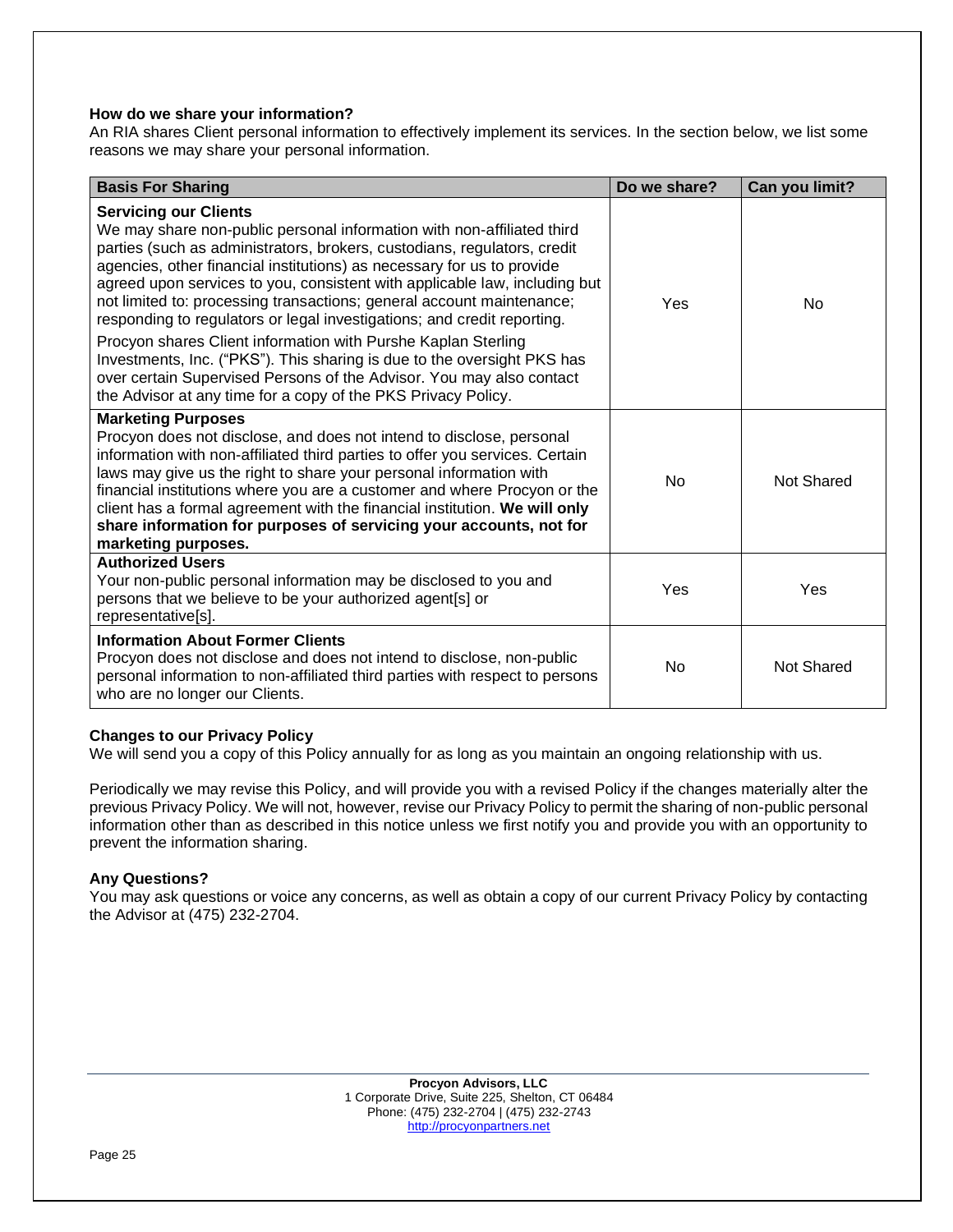**How do we share your information?**

An RIA shares Client personal information to effectively implement its services. In the section below, we list some reasons we may share your personal information.

| Basis For Sharing | Do we share? | Can you limit? |
|---|---|---|
| **Servicing our Clients**<br>We may share non-public personal information with non-affiliated third parties (such as administrators, brokers, custodians, regulators, credit agencies, other financial institutions) as necessary for us to provide agreed upon services to you, consistent with applicable law, including but not limited to: processing transactions; general account maintenance; responding to regulators or legal investigations; and credit reporting.<br>Procyon shares Client information with Purshe Kaplan Sterling Investments, Inc. ("PKS"). This sharing is due to the oversight PKS has over certain Supervised Persons of the Advisor. You may also contact the Advisor at any time for a copy of the PKS Privacy Policy. | Yes | No |
| **Marketing Purposes**<br>Procyon does not disclose, and does not intend to disclose, personal information with non-affiliated third parties to offer you services. Certain laws may give us the right to share your personal information with financial institutions where you are a customer and where Procyon or the client has a formal agreement with the financial institution. **We will only share information for purposes of servicing your accounts, not for marketing purposes.** | No | Not Shared |
| **Authorized Users**<br>Your non-public personal information may be disclosed to you and persons that we believe to be your authorized agent[s] or representative[s]. | Yes | Yes |
| **Information About Former Clients**<br>Procyon does not disclose and does not intend to disclose, non-public personal information to non-affiliated third parties with respect to persons who are no longer our Clients. | No | Not Shared |

**Changes to our Privacy Policy**

We will send you a copy of this Policy annually for as long as you maintain an ongoing relationship with us.

Periodically we may revise this Policy, and will provide you with a revised Policy if the changes materially alter the previous Privacy Policy. We will not, however, revise our Privacy Policy to permit the sharing of non-public personal information other than as described in this notice unless we first notify you and provide you with an opportunity to prevent the information sharing.

**Any Questions?**

You may ask questions or voice any concerns, as well as obtain a copy of our current Privacy Policy by contacting the Advisor at (475) 232-2704.